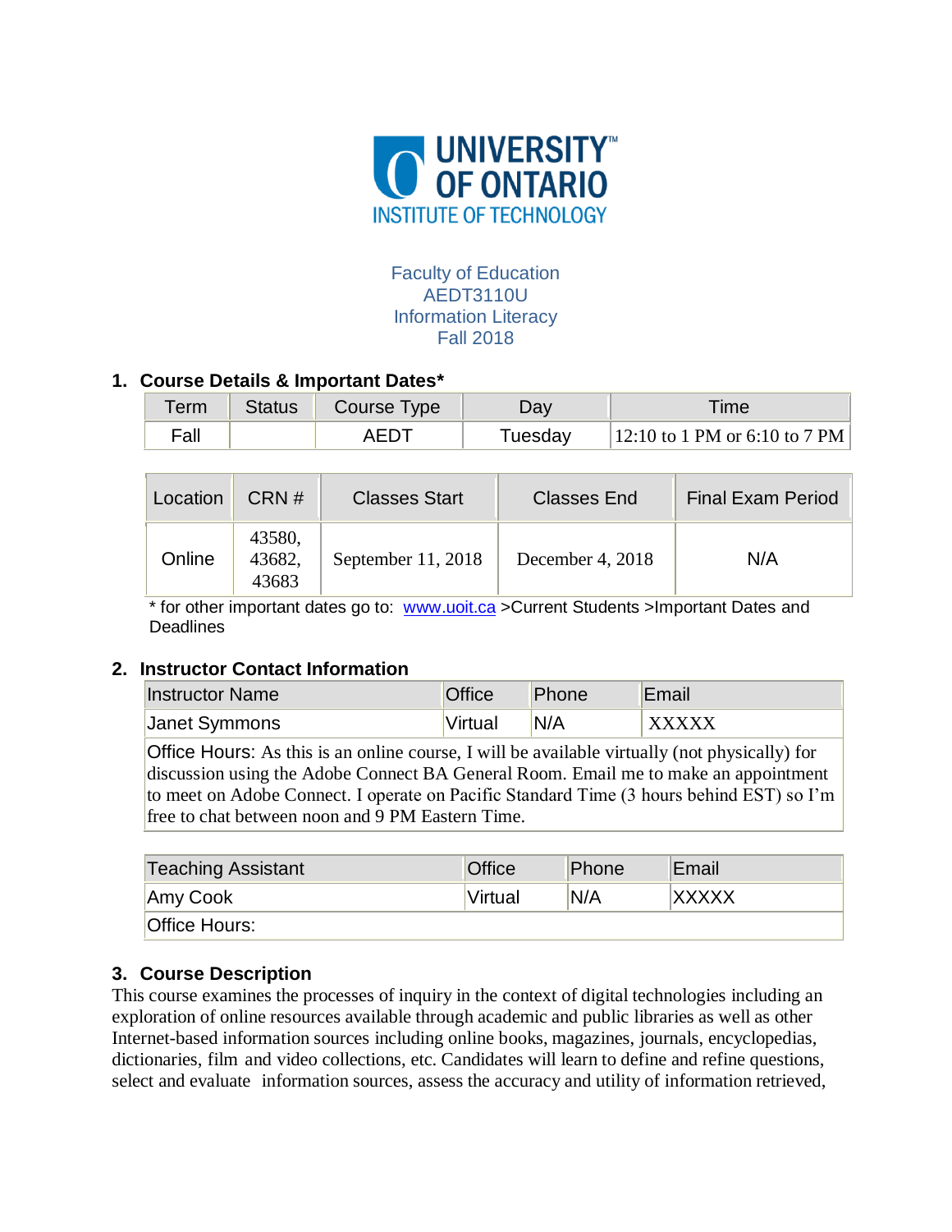UNIVERSITY OF ONTARIO INSTITUTE OF TECHNOLOGY

Faculty of Education
AEDT3110U
Information Literacy
Fall 2018

## 1. Course Details & Important Dates*

| Term | Status | Course Type | Day | Time |
|---|---|---|---|---|
| Fall | | AEDT | Tuesday | 12:10 to 1 PM or 6:10 to 7 PM |

| Location | CRN # | Classes Start | Classes End | Final Exam Period |
|---|---|---|---|---|
| Online | 43580, 43682, 43683 | September 11, 2018 | December 4, 2018 | N/A |

* for other important dates go to: www.uoit.ca >Current Students >Important Dates and Deadlines

## 2. Instructor Contact Information

| Instructor Name | Office | Phone | Email |
|---|---|---|---|
| Janet Symmons | Virtual | N/A | XXXXX |
| Office Hours: As this is an online course, I will be available virtually (not physically) for discussion using the Adobe Connect BA General Room. Email me to make an appointment to meet on Adobe Connect. I operate on Pacific Standard Time (3 hours behind EST) so I'm free to chat between noon and 9 PM Eastern Time. | | | |

| Teaching Assistant | Office | Phone | Email |
|---|---|---|---|
| Amy Cook | Virtual | N/A | XXXXX |
| Office Hours: | | | |

## 3. Course Description

This course examines the processes of inquiry in the context of digital technologies including an exploration of online resources available through academic and public libraries as well as other Internet-based information sources including online books, magazines, journals, encyclopedias, dictionaries, film and video collections, etc. Candidates will learn to define and refine questions, select and evaluate information sources, assess the accuracy and utility of information retrieved,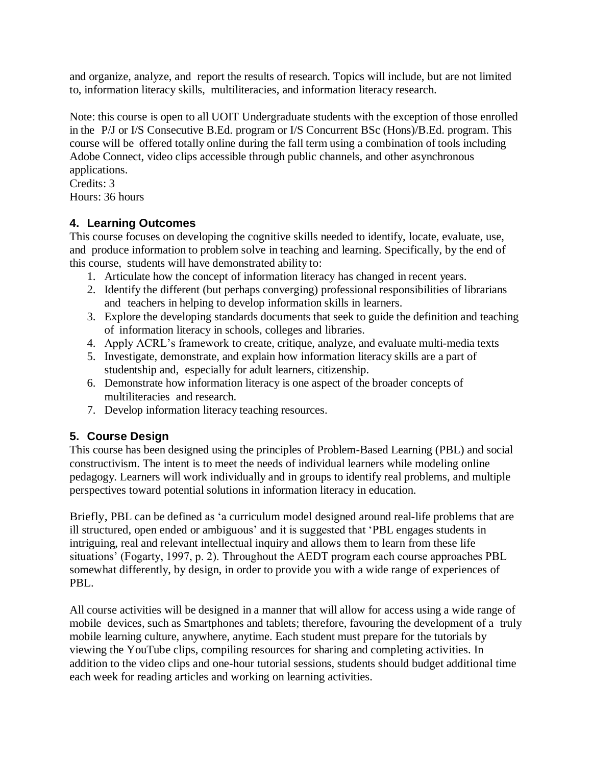and organize, analyze, and report the results of research. Topics will include, but are not limited to, information literacy skills, multiliteracies, and information literacy research.

Note: this course is open to all UOIT Undergraduate students with the exception of those enrolled in the P/J or I/S Consecutive B.Ed. program or I/S Concurrent BSc (Hons)/B.Ed. program. This course will be offered totally online during the fall term using a combination of tools including Adobe Connect, video clips accessible through public channels, and other asynchronous applications.
Credits: 3
Hours: 36 hours

## 4. Learning Outcomes

This course focuses on developing the cognitive skills needed to identify, locate, evaluate, use, and produce information to problem solve in teaching and learning. Specifically, by the end of this course, students will have demonstrated ability to:

1. Articulate how the concept of information literacy has changed in recent years.
2. Identify the different (but perhaps converging) professional responsibilities of librarians and teachers in helping to develop information skills in learners.
3. Explore the developing standards documents that seek to guide the definition and teaching of information literacy in schools, colleges and libraries.
4. Apply ACRL's framework to create, critique, analyze, and evaluate multi-media texts
5. Investigate, demonstrate, and explain how information literacy skills are a part of studentship and, especially for adult learners, citizenship.
6. Demonstrate how information literacy is one aspect of the broader concepts of multiliteracies and research.
7. Develop information literacy teaching resources.

## 5. Course Design

This course has been designed using the principles of Problem-Based Learning (PBL) and social constructivism. The intent is to meet the needs of individual learners while modeling online pedagogy. Learners will work individually and in groups to identify real problems, and multiple perspectives toward potential solutions in information literacy in education.

Briefly, PBL can be defined as 'a curriculum model designed around real-life problems that are ill structured, open ended or ambiguous' and it is suggested that 'PBL engages students in intriguing, real and relevant intellectual inquiry and allows them to learn from these life situations' (Fogarty, 1997, p. 2). Throughout the AEDT program each course approaches PBL somewhat differently, by design, in order to provide you with a wide range of experiences of PBL.

All course activities will be designed in a manner that will allow for access using a wide range of mobile devices, such as Smartphones and tablets; therefore, favouring the development of a truly mobile learning culture, anywhere, anytime. Each student must prepare for the tutorials by viewing the YouTube clips, compiling resources for sharing and completing activities. In addition to the video clips and one-hour tutorial sessions, students should budget additional time each week for reading articles and working on learning activities.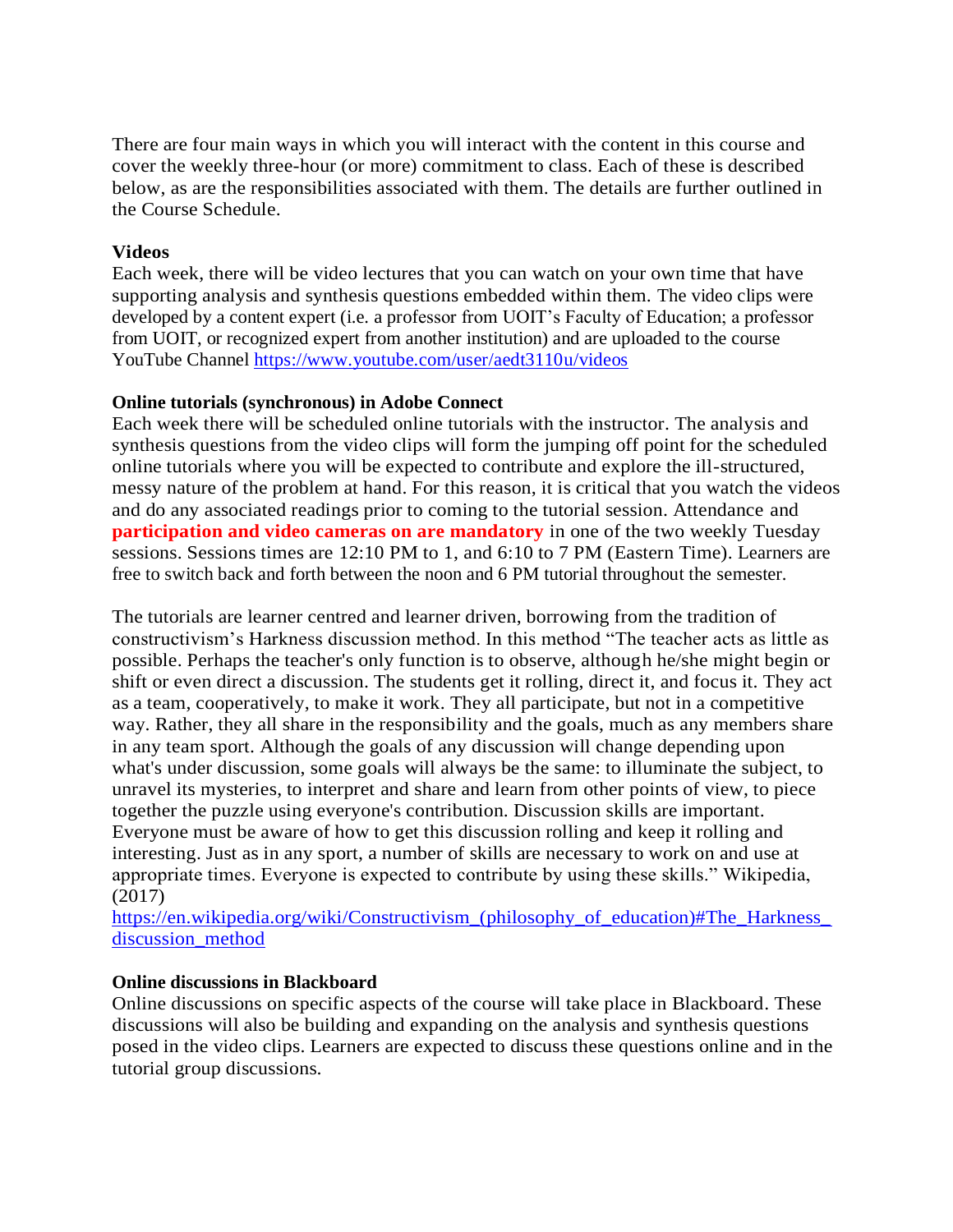There are four main ways in which you will interact with the content in this course and cover the weekly three-hour (or more) commitment to class. Each of these is described below, as are the responsibilities associated with them. The details are further outlined in the Course Schedule.

**Videos**

Each week, there will be video lectures that you can watch on your own time that have supporting analysis and synthesis questions embedded within them. The video clips were developed by a content expert (i.e. a professor from UOIT's Faculty of Education; a professor from UOIT, or recognized expert from another institution) and are uploaded to the course YouTube Channel https://www.youtube.com/user/aedt3110u/videos

**Online tutorials (synchronous) in Adobe Connect**

Each week there will be scheduled online tutorials with the instructor. The analysis and synthesis questions from the video clips will form the jumping off point for the scheduled online tutorials where you will be expected to contribute and explore the ill-structured, messy nature of the problem at hand. For this reason, it is critical that you watch the videos and do any associated readings prior to coming to the tutorial session. Attendance and **participation and video cameras on are mandatory** in one of the two weekly Tuesday sessions. Sessions times are 12:10 PM to 1, and 6:10 to 7 PM (Eastern Time). Learners are free to switch back and forth between the noon and 6 PM tutorial throughout the semester.

The tutorials are learner centred and learner driven, borrowing from the tradition of constructivism's Harkness discussion method. In this method "The teacher acts as little as possible. Perhaps the teacher's only function is to observe, although he/she might begin or shift or even direct a discussion. The students get it rolling, direct it, and focus it. They act as a team, cooperatively, to make it work. They all participate, but not in a competitive way. Rather, they all share in the responsibility and the goals, much as any members share in any team sport. Although the goals of any discussion will change depending upon what's under discussion, some goals will always be the same: to illuminate the subject, to unravel its mysteries, to interpret and share and learn from other points of view, to piece together the puzzle using everyone's contribution. Discussion skills are important. Everyone must be aware of how to get this discussion rolling and keep it rolling and interesting. Just as in any sport, a number of skills are necessary to work on and use at appropriate times. Everyone is expected to contribute by using these skills." Wikipedia, (2017)
https://en.wikipedia.org/wiki/Constructivism_(philosophy_of_education)#The_Harkness_discussion_method

**Online discussions in Blackboard**

Online discussions on specific aspects of the course will take place in Blackboard. These discussions will also be building and expanding on the analysis and synthesis questions posed in the video clips. Learners are expected to discuss these questions online and in the tutorial group discussions.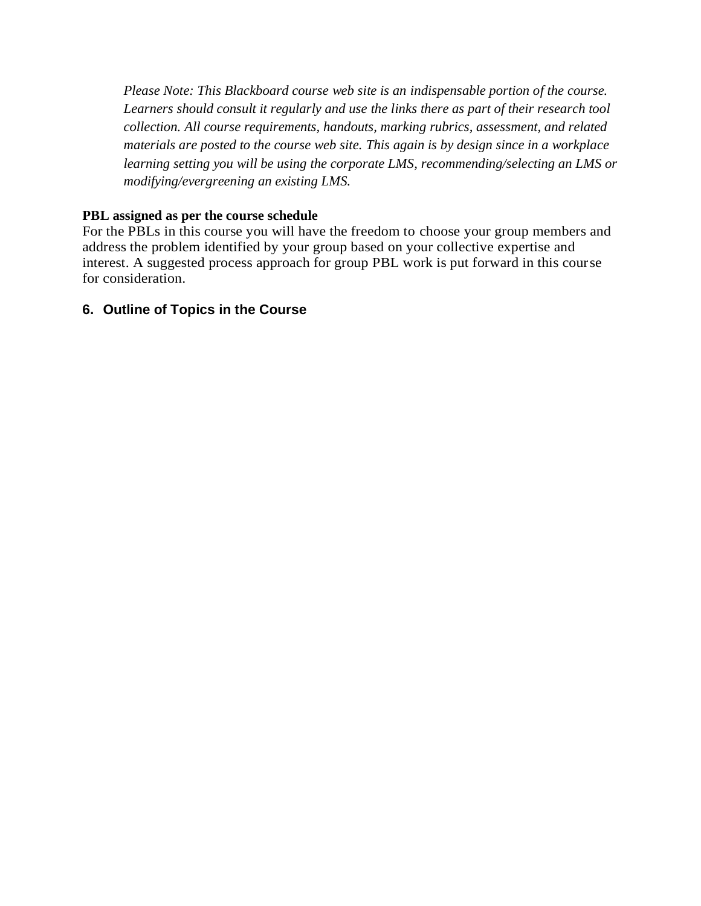*Please Note: This Blackboard course web site is an indispensable portion of the course. Learners should consult it regularly and use the links there as part of their research tool collection. All course requirements, handouts, marking rubrics, assessment, and related materials are posted to the course web site. This again is by design since in a workplace learning setting you will be using the corporate LMS, recommending/selecting an LMS or modifying/evergreening an existing LMS.*

**PBL assigned as per the course schedule**

For the PBLs in this course you will have the freedom to choose your group members and address the problem identified by your group based on your collective expertise and interest. A suggested process approach for group PBL work is put forward in this course for consideration.

## 6. Outline of Topics in the Course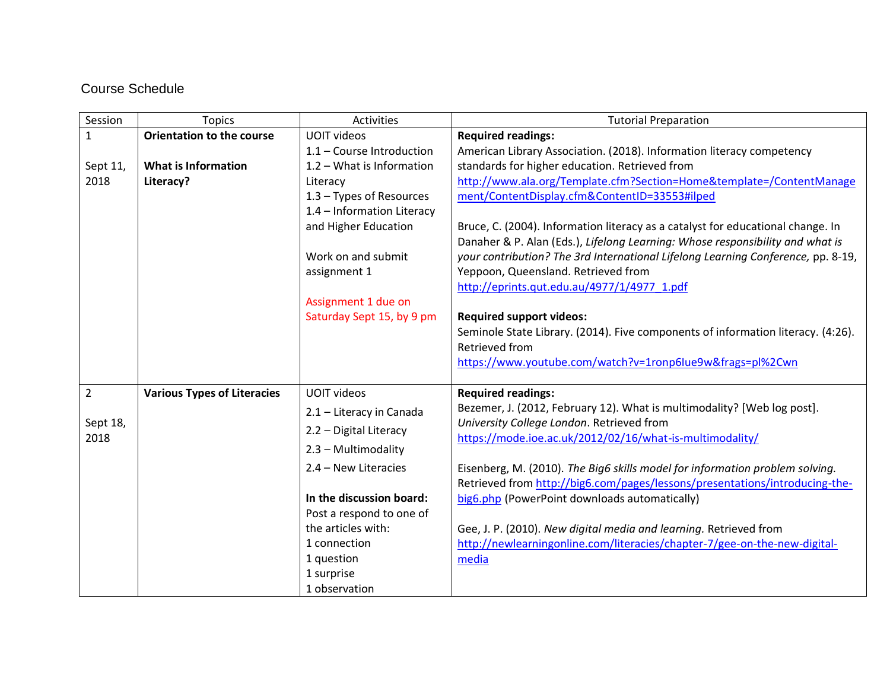## Course Schedule

| Session | Topics | Activities | Tutorial Preparation |
|---|---|---|---|
| 1<br><br>Sept 11, 2018 | **Orientation to the course**<br><br>**What is Information Literacy?** | UOIT videos<br>1.1 – Course Introduction<br>1.2 – What is Information Literacy<br>1.3 – Types of Resources<br>1.4 – Information Literacy and Higher Education<br><br>Work on and submit assignment 1<br><br>Assignment 1 due on Saturday Sept 15, by 9 pm | **Required readings:**<br>American Library Association. (2018). Information literacy competency standards for higher education. Retrieved from http://www.ala.org/Template.cfm?Section=Home&template=/ContentManagement/ContentDisplay.cfm&ContentID=33553#ilped<br><br>Bruce, C. (2004). Information literacy as a catalyst for educational change. In Danaher & P. Alan (Eds.), *Lifelong Learning: Whose responsibility and what is your contribution? The 3rd International Lifelong Learning Conference,* pp. 8-19, Yeppoon, Queensland. Retrieved from http://eprints.qut.edu.au/4977/1/4977_1.pdf<br><br>**Required support videos:**<br>Seminole State Library. (2014). Five components of information literacy. (4:26). Retrieved from https://www.youtube.com/watch?v=1ronp6Iue9w&frags=pl%2Cwn |
| 2<br><br>Sept 18, 2018 | **Various Types of Literacies** | UOIT videos<br>2.1 – Literacy in Canada<br>2.2 – Digital Literacy<br>2.3 – Multimodality<br>2.4 – New Literacies<br><br>**In the discussion board:**<br>Post a respond to one of the articles with:<br>1 connection<br>1 question<br>1 surprise<br>1 observation | **Required readings:**<br>Bezemer, J. (2012, February 12). What is multimodality? [Web log post]. *University College London*. Retrieved from https://mode.ioe.ac.uk/2012/02/16/what-is-multimodality/<br><br>Eisenberg, M. (2010). *The Big6 skills model for information problem solving.* Retrieved from http://big6.com/pages/lessons/presentations/introducing-the-big6.php (PowerPoint downloads automatically)<br><br>Gee, J. P. (2010). *New digital media and learning.* Retrieved from http://newlearningonline.com/literacies/chapter-7/gee-on-the-new-digital-media |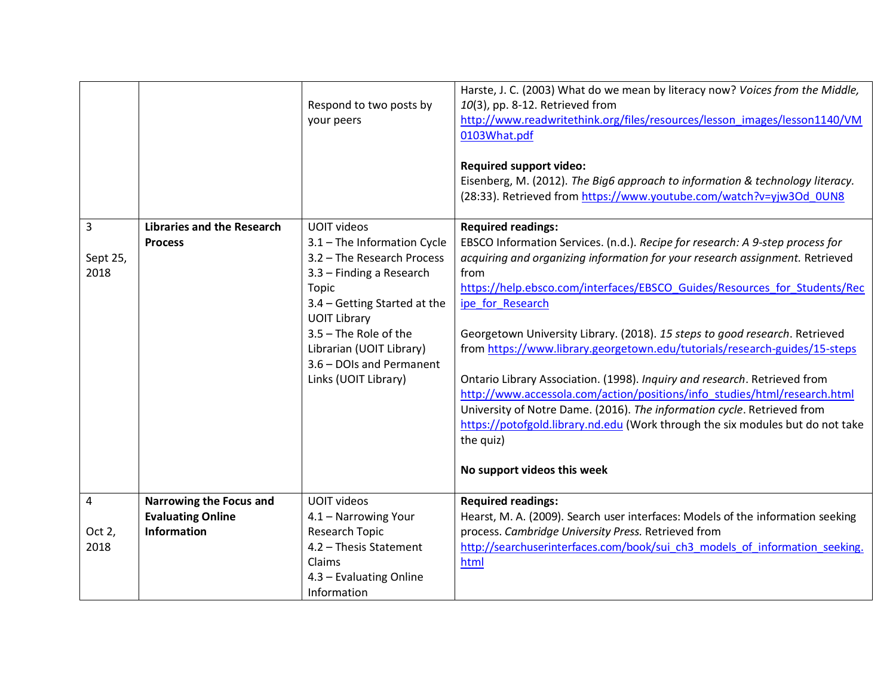| | | | |
|---|---|---|---|
| | | Respond to two posts by your peers | Harste, J. C. (2003) What do we mean by literacy now? *Voices from the Middle, 10*(3), pp. 8-12. Retrieved from http://www.readwritethink.org/files/resources/lesson_images/lesson1140/VM0103What.pdf<br><br>**Required support video:**<br>Eisenberg, M. (2012). *The Big6 approach to information & technology literacy.* (28:33). Retrieved from https://www.youtube.com/watch?v=yjw3Od_0UN8 |
| 3<br><br>Sept 25, 2018 | **Libraries and the Research Process** | UOIT videos<br>3.1 – The Information Cycle<br>3.2 – The Research Process<br>3.3 – Finding a Research Topic<br>3.4 – Getting Started at the UOIT Library<br>3.5 – The Role of the Librarian (UOIT Library)<br>3.6 – DOIs and Permanent Links (UOIT Library) | **Required readings:**<br>EBSCO Information Services. (n.d.). *Recipe for research: A 9-step process for acquiring and organizing information for your research assignment.* Retrieved from https://help.ebsco.com/interfaces/EBSCO_Guides/Resources_for_Students/Recipe_for_Research<br><br>Georgetown University Library. (2018). *15 steps to good research*. Retrieved from https://www.library.georgetown.edu/tutorials/research-guides/15-steps<br><br>Ontario Library Association. (1998). *Inquiry and research*. Retrieved from http://www.accessola.com/action/positions/info_studies/html/research.html<br>University of Notre Dame. (2016). *The information cycle*. Retrieved from https://potofgold.library.nd.edu (Work through the six modules but do not take the quiz)<br><br>**No support videos this week** |
| 4<br><br>Oct 2, 2018 | **Narrowing the Focus and Evaluating Online Information** | UOIT videos<br>4.1 – Narrowing Your Research Topic<br>4.2 – Thesis Statement Claims<br>4.3 – Evaluating Online Information | **Required readings:**<br>Hearst, M. A. (2009). Search user interfaces: Models of the information seeking process. *Cambridge University Press.* Retrieved from http://searchuserinterfaces.com/book/sui_ch3_models_of_information_seeking.html |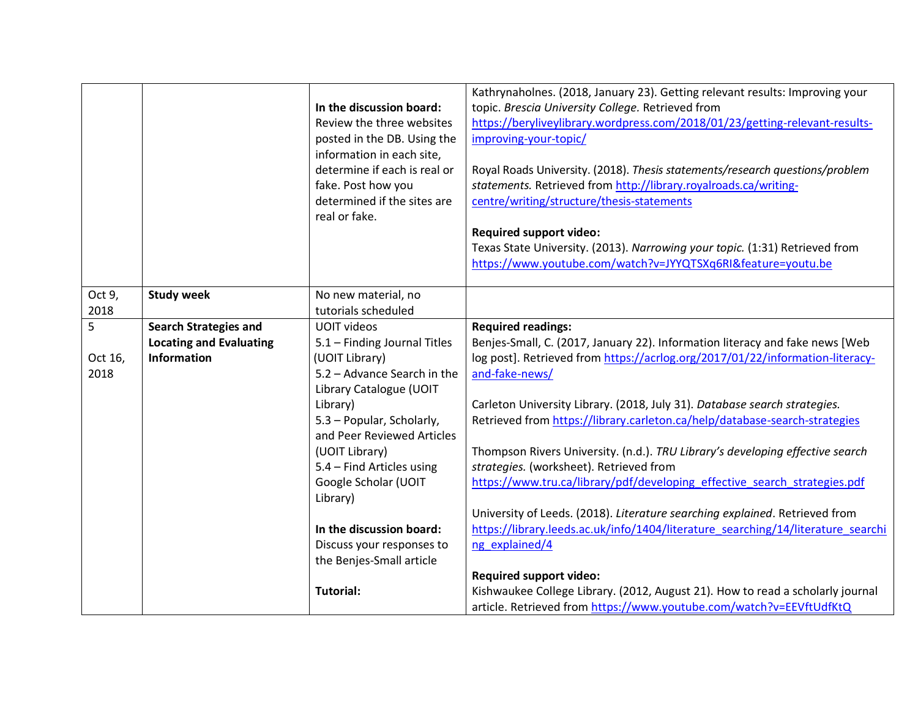| | | | |
|---|---|---|---|
| | | **In the discussion board:** Review the three websites posted in the DB. Using the information in each site, determine if each is real or fake. Post how you determined if the sites are real or fake. | Kathrynaholnes. (2018, January 23). Getting relevant results: Improving your topic. *Brescia University College.* Retrieved from https://beryliveylibrary.wordpress.com/2018/01/23/getting-relevant-results-improving-your-topic/<br><br>Royal Roads University. (2018). *Thesis statements/research questions/problem statements.* Retrieved from http://library.royalroads.ca/writing-centre/writing/structure/thesis-statements<br><br>**Required support video:**<br>Texas State University. (2013). *Narrowing your topic.* (1:31) Retrieved from https://www.youtube.com/watch?v=JYYQTSXq6RI&feature=youtu.be |
| Oct 9, 2018 | **Study week** | No new material, no tutorials scheduled | |
| 5<br><br>Oct 16, 2018 | **Search Strategies and Locating and Evaluating Information** | UOIT videos<br>5.1 – Finding Journal Titles (UOIT Library)<br>5.2 – Advance Search in the Library Catalogue (UOIT Library)<br>5.3 – Popular, Scholarly, and Peer Reviewed Articles (UOIT Library)<br>5.4 – Find Articles using Google Scholar (UOIT Library)<br><br>**In the discussion board:** Discuss your responses to the Benjes-Small article<br><br>**Tutorial:** | **Required readings:**<br>Benjes-Small, C. (2017, January 22). Information literacy and fake news [Web log post]. Retrieved from https://acrlog.org/2017/01/22/information-literacy-and-fake-news/<br><br>Carleton University Library. (2018, July 31). *Database search strategies.* Retrieved from https://library.carleton.ca/help/database-search-strategies<br><br>Thompson Rivers University. (n.d.). *TRU Library's developing effective search strategies.* (worksheet). Retrieved from https://www.tru.ca/library/pdf/developing_effective_search_strategies.pdf<br><br>University of Leeds. (2018). *Literature searching explained*. Retrieved from https://library.leeds.ac.uk/info/1404/literature_searching/14/literature_searching_explained/4<br><br>**Required support video:**<br>Kishwaukee College Library. (2012, August 21). How to read a scholarly journal article. Retrieved from https://www.youtube.com/watch?v=EEVftUdfKtQ |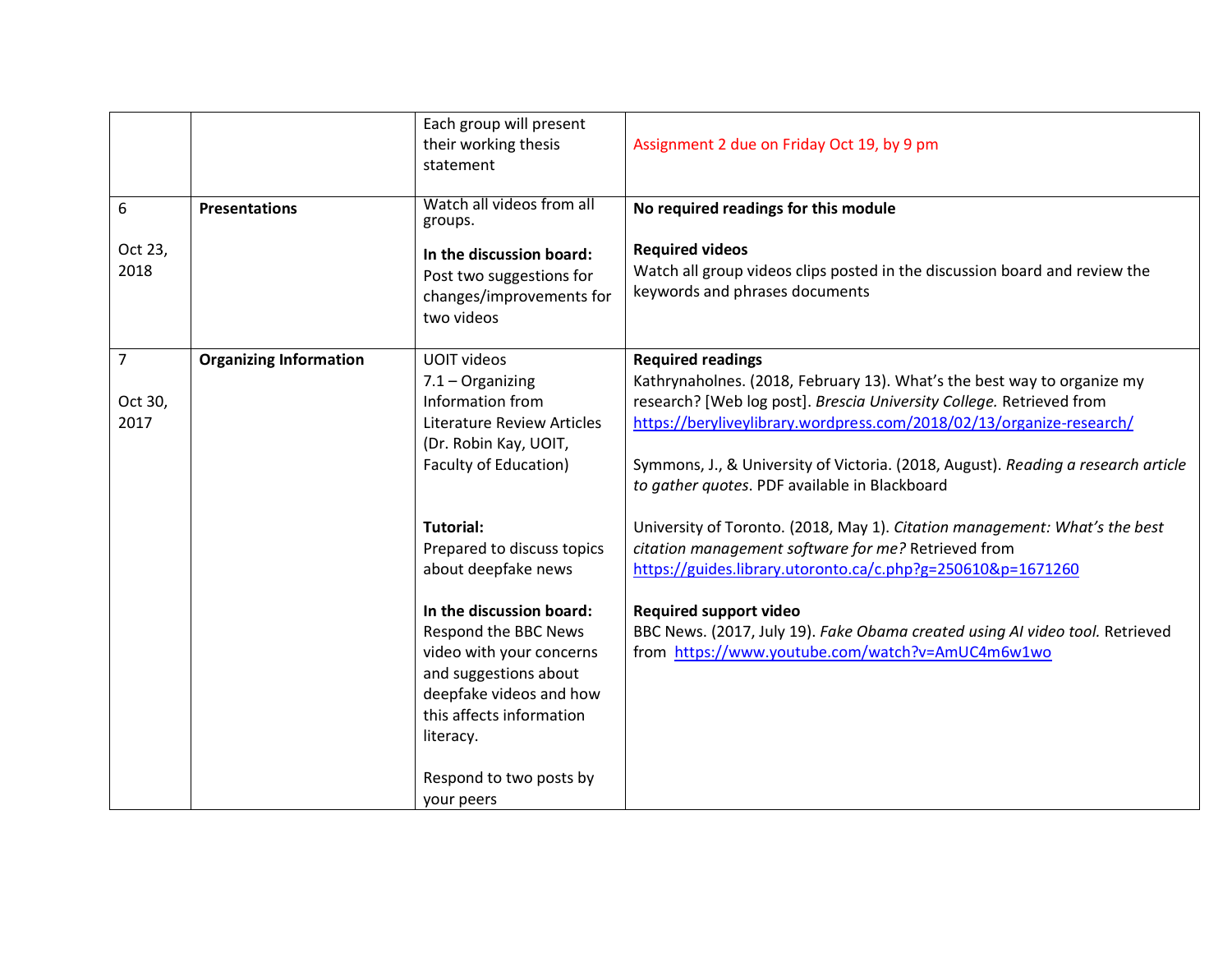| | | | |
|---|---|---|---|
| | | Each group will present their working thesis statement | Assignment 2 due on Friday Oct 19, by 9 pm |
| 6<br><br>Oct 23, 2018 | **Presentations** | Watch all videos from all groups.<br><br>**In the discussion board:** Post two suggestions for changes/improvements for two videos | **No required readings for this module**<br><br>**Required videos**<br>Watch all group videos clips posted in the discussion board and review the keywords and phrases documents |
| 7<br><br>Oct 30, 2017 | **Organizing Information** | UOIT videos<br>7.1 – Organizing Information from Literature Review Articles (Dr. Robin Kay, UOIT, Faculty of Education)<br><br>**Tutorial:**<br>Prepared to discuss topics about deepfake news<br><br>**In the discussion board:**<br>Respond the BBC News video with your concerns and suggestions about deepfake videos and how this affects information literacy.<br><br>Respond to two posts by your peers | **Required readings**<br>Kathrynaholnes. (2018, February 13). What's the best way to organize my research? [Web log post]. *Brescia University College.* Retrieved from https://beryliveylibrary.wordpress.com/2018/02/13/organize-research/<br><br>Symmons, J., & University of Victoria. (2018, August). *Reading a research article to gather quotes*. PDF available in Blackboard<br><br>University of Toronto. (2018, May 1). *Citation management: What's the best citation management software for me?* Retrieved from https://guides.library.utoronto.ca/c.php?g=250610&p=1671260<br><br>**Required support video**<br>BBC News. (2017, July 19). *Fake Obama created using AI video tool.* Retrieved from https://www.youtube.com/watch?v=AmUC4m6w1wo |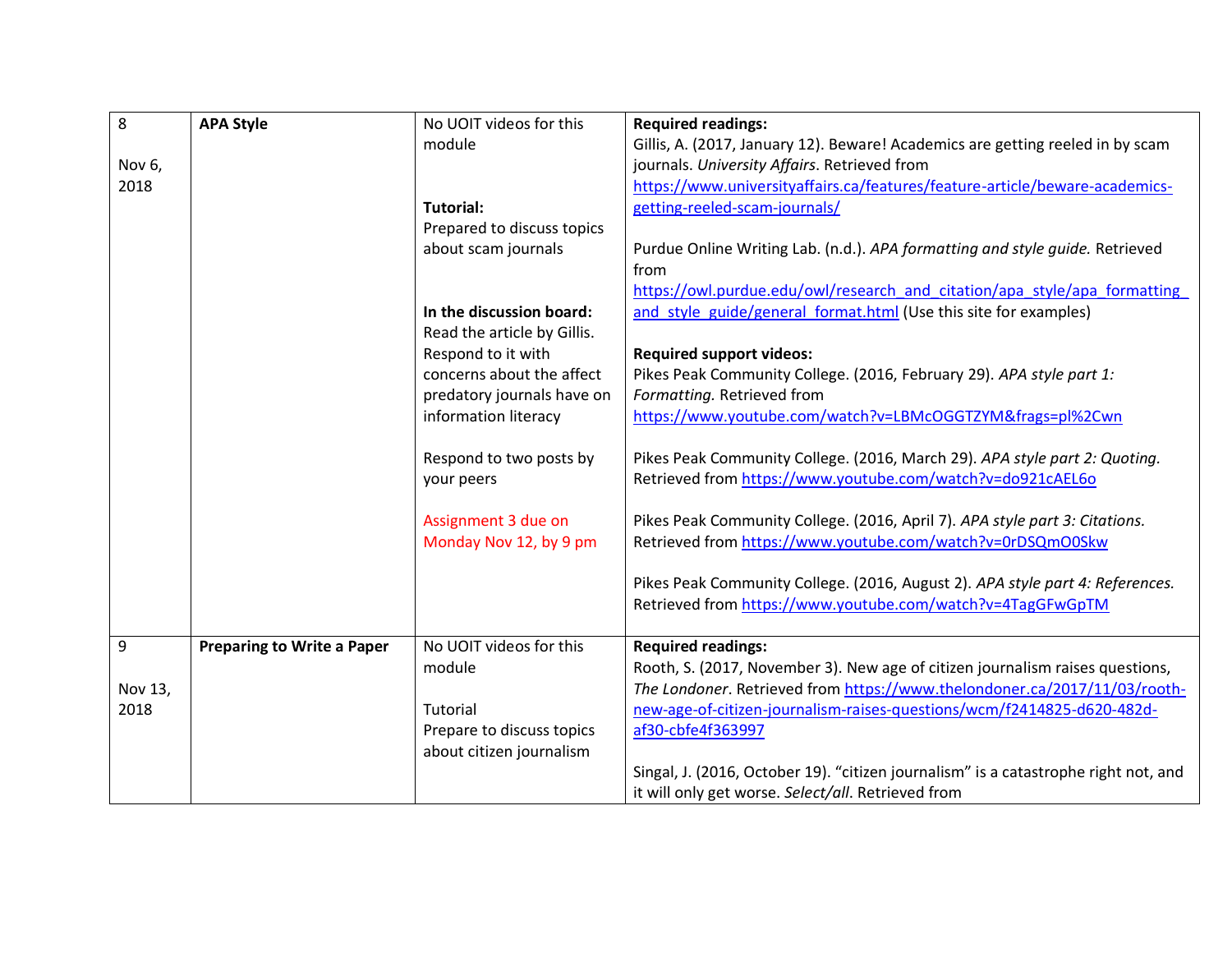| | | | |
|---|---|---|---|
| 8<br><br>Nov 6, 2018 | **APA Style** | No UOIT videos for this module<br><br>**Tutorial:**<br>Prepared to discuss topics about scam journals<br><br>**In the discussion board:**<br>Read the article by Gillis. Respond to it with concerns about the affect predatory journals have on information literacy<br><br>Respond to two posts by your peers<br><br>Assignment 3 due on Monday Nov 12, by 9 pm | **Required readings:**<br>Gillis, A. (2017, January 12). Beware! Academics are getting reeled in by scam journals. *University Affairs*. Retrieved from https://www.universityaffairs.ca/features/feature-article/beware-academics-getting-reeled-scam-journals/<br><br>Purdue Online Writing Lab. (n.d.). *APA formatting and style guide.* Retrieved from https://owl.purdue.edu/owl/research_and_citation/apa_style/apa_formatting_and_style_guide/general_format.html (Use this site for examples)<br><br>**Required support videos:**<br>Pikes Peak Community College. (2016, February 29). *APA style part 1: Formatting.* Retrieved from https://www.youtube.com/watch?v=LBMcOGGTZYM&frags=pl%2Cwn<br><br>Pikes Peak Community College. (2016, March 29). *APA style part 2: Quoting.* Retrieved from https://www.youtube.com/watch?v=do921cAEL6o<br><br>Pikes Peak Community College. (2016, April 7). *APA style part 3: Citations.* Retrieved from https://www.youtube.com/watch?v=0rDSQmO0Skw<br><br>Pikes Peak Community College. (2016, August 2). *APA style part 4: References.* Retrieved from https://www.youtube.com/watch?v=4TagGFwGpTM |
| 9<br><br>Nov 13, 2018 | **Preparing to Write a Paper** | No UOIT videos for this module<br><br>Tutorial<br>Prepare to discuss topics about citizen journalism | **Required readings:**<br>Rooth, S. (2017, November 3). New age of citizen journalism raises questions, *The Londoner*. Retrieved from https://www.thelondoner.ca/2017/11/03/rooth-new-age-of-citizen-journalism-raises-questions/wcm/f2414825-d620-482d-af30-cbfe4f363997<br><br>Singal, J. (2016, October 19). "citizen journalism" is a catastrophe right not, and it will only get worse. *Select/all*. Retrieved from |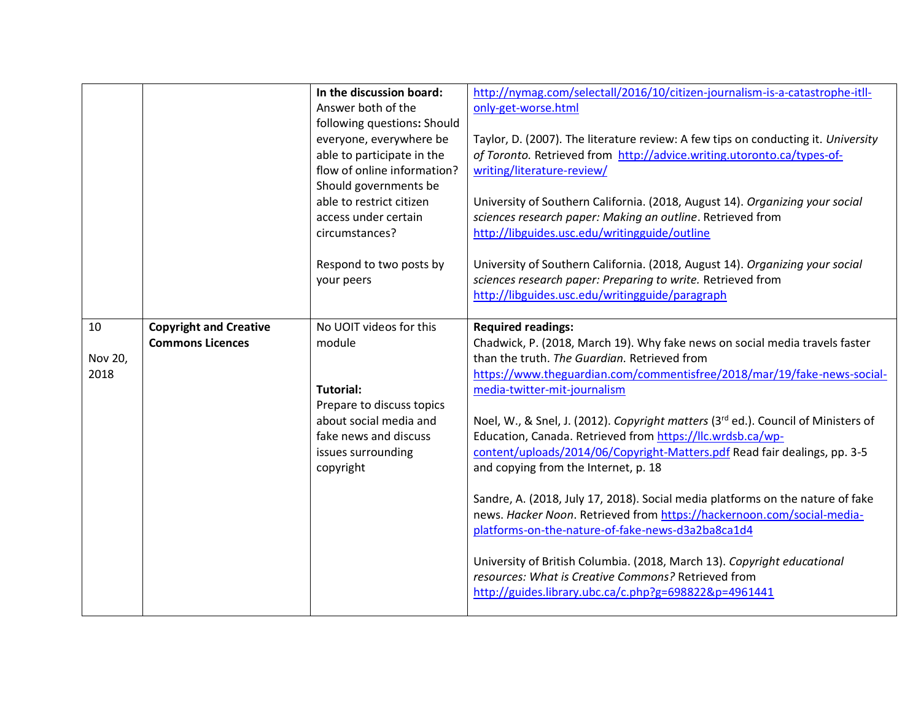|  |  |  |  |
| --- | --- | --- | --- |
|  |  | **In the discussion board:** Answer both of the following questions**:** Should everyone, everywhere be able to participate in the flow of online information? Should governments be able to restrict citizen access under certain circumstances?<br><br>Respond to two posts by your peers | http://nymag.com/selectall/2016/10/citizen-journalism-is-a-catastrophe-itll-only-get-worse.html<br><br>Taylor, D. (2007). The literature review: A few tips on conducting it. *University of Toronto.* Retrieved from http://advice.writing.utoronto.ca/types-of-writing/literature-review/<br><br>University of Southern California. (2018, August 14). *Organizing your social sciences research paper: Making an outline*. Retrieved from http://libguides.usc.edu/writingguide/outline<br><br>University of Southern California. (2018, August 14). *Organizing your social sciences research paper: Preparing to write.* Retrieved from http://libguides.usc.edu/writingguide/paragraph |
| 10<br><br>Nov 20, 2018 | **Copyright and Creative Commons Licences** | No UOIT videos for this module<br><br>**Tutorial:**<br>Prepare to discuss topics about social media and fake news and discuss issues surrounding copyright | **Required readings:**<br>Chadwick, P. (2018, March 19). Why fake news on social media travels faster than the truth. *The Guardian.* Retrieved from https://www.theguardian.com/commentisfree/2018/mar/19/fake-news-social-media-twitter-mit-journalism<br><br>Noel, W., & Snel, J. (2012). *Copyright matters* (3rd ed.). Council of Ministers of Education, Canada. Retrieved from https://llc.wrdsb.ca/wp-content/uploads/2014/06/Copyright-Matters.pdf Read fair dealings, pp. 3-5 and copying from the Internet, p. 18<br><br>Sandre, A. (2018, July 17, 2018). Social media platforms on the nature of fake news. *Hacker Noon*. Retrieved from https://hackernoon.com/social-media-platforms-on-the-nature-of-fake-news-d3a2ba8ca1d4<br><br>University of British Columbia. (2018, March 13). *Copyright educational resources: What is Creative Commons?* Retrieved from http://guides.library.ubc.ca/c.php?g=698822&p=4961441 |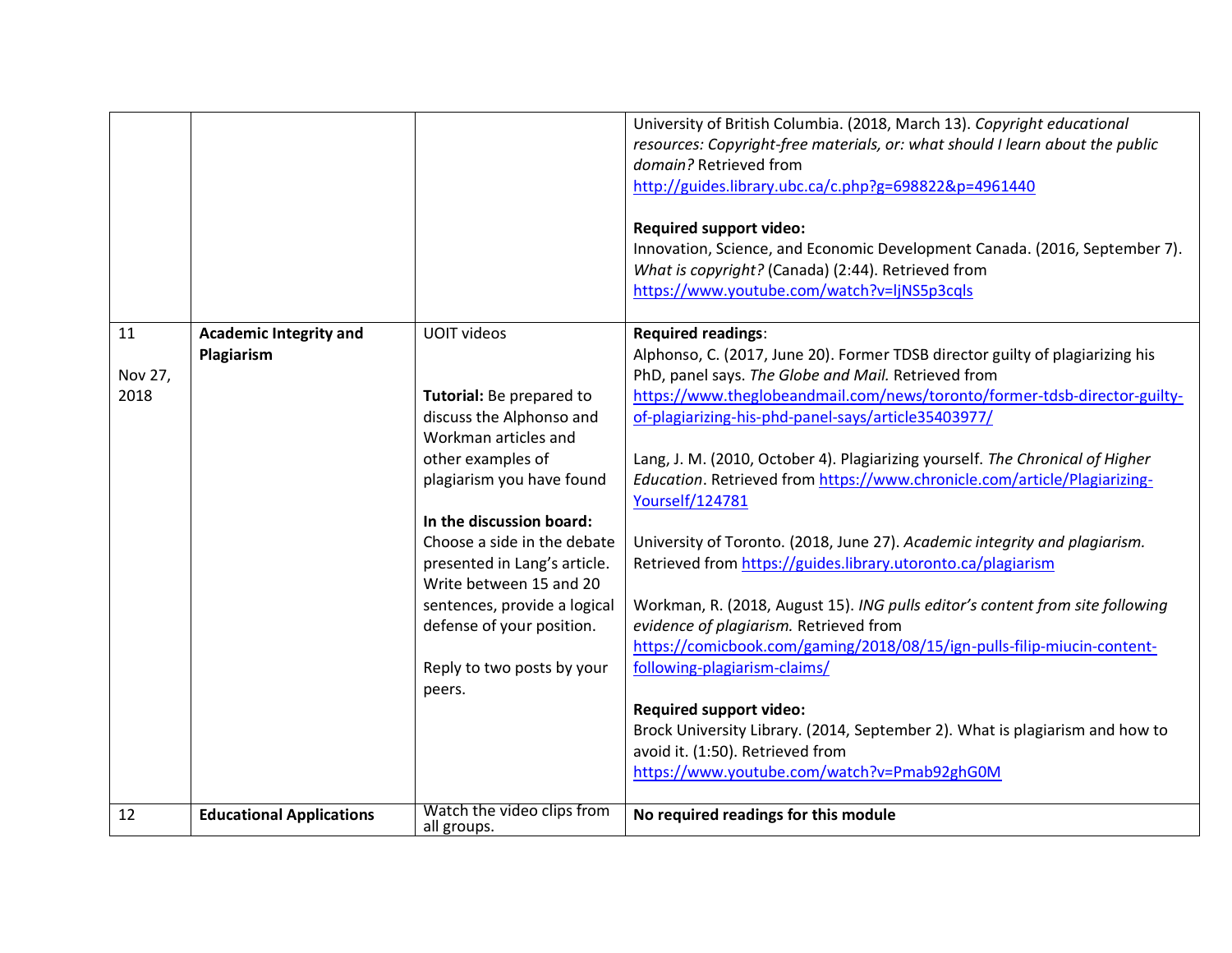| | | | |
|---|---|---|---|
| | | | University of British Columbia. (2018, March 13). *Copyright educational resources: Copyright-free materials, or: what should I learn about the public domain?* Retrieved from http://guides.library.ubc.ca/c.php?g=698822&p=4961440<br><br>**Required support video:**<br>Innovation, Science, and Economic Development Canada. (2016, September 7). *What is copyright?* (Canada) (2:44). Retrieved from https://www.youtube.com/watch?v=ljNS5p3cqls |
| 11<br><br>Nov 27, 2018 | **Academic Integrity and Plagiarism** | UOIT videos<br><br>**Tutorial:** Be prepared to discuss the Alphonso and Workman articles and other examples of plagiarism you have found<br><br>**In the discussion board:** Choose a side in the debate presented in Lang's article. Write between 15 and 20 sentences, provide a logical defense of your position.<br><br>Reply to two posts by your peers. | **Required readings**:<br>Alphonso, C. (2017, June 20). Former TDSB director guilty of plagiarizing his PhD, panel says. *The Globe and Mail.* Retrieved from https://www.theglobeandmail.com/news/toronto/former-tdsb-director-guilty-of-plagiarizing-his-phd-panel-says/article35403977/<br><br>Lang, J. M. (2010, October 4). Plagiarizing yourself. *The Chronical of Higher Education*. Retrieved from https://www.chronicle.com/article/Plagiarizing-Yourself/124781<br><br>University of Toronto. (2018, June 27). *Academic integrity and plagiarism.* Retrieved from https://guides.library.utoronto.ca/plagiarism<br><br>Workman, R. (2018, August 15). *ING pulls editor's content from site following evidence of plagiarism.* Retrieved from https://comicbook.com/gaming/2018/08/15/ign-pulls-filip-miucin-content-following-plagiarism-claims/<br><br>**Required support video:**<br>Brock University Library. (2014, September 2). What is plagiarism and how to avoid it. (1:50). Retrieved from https://www.youtube.com/watch?v=Pmab92ghG0M |
| 12 | **Educational Applications** | Watch the video clips from all groups. | **No required readings for this module** |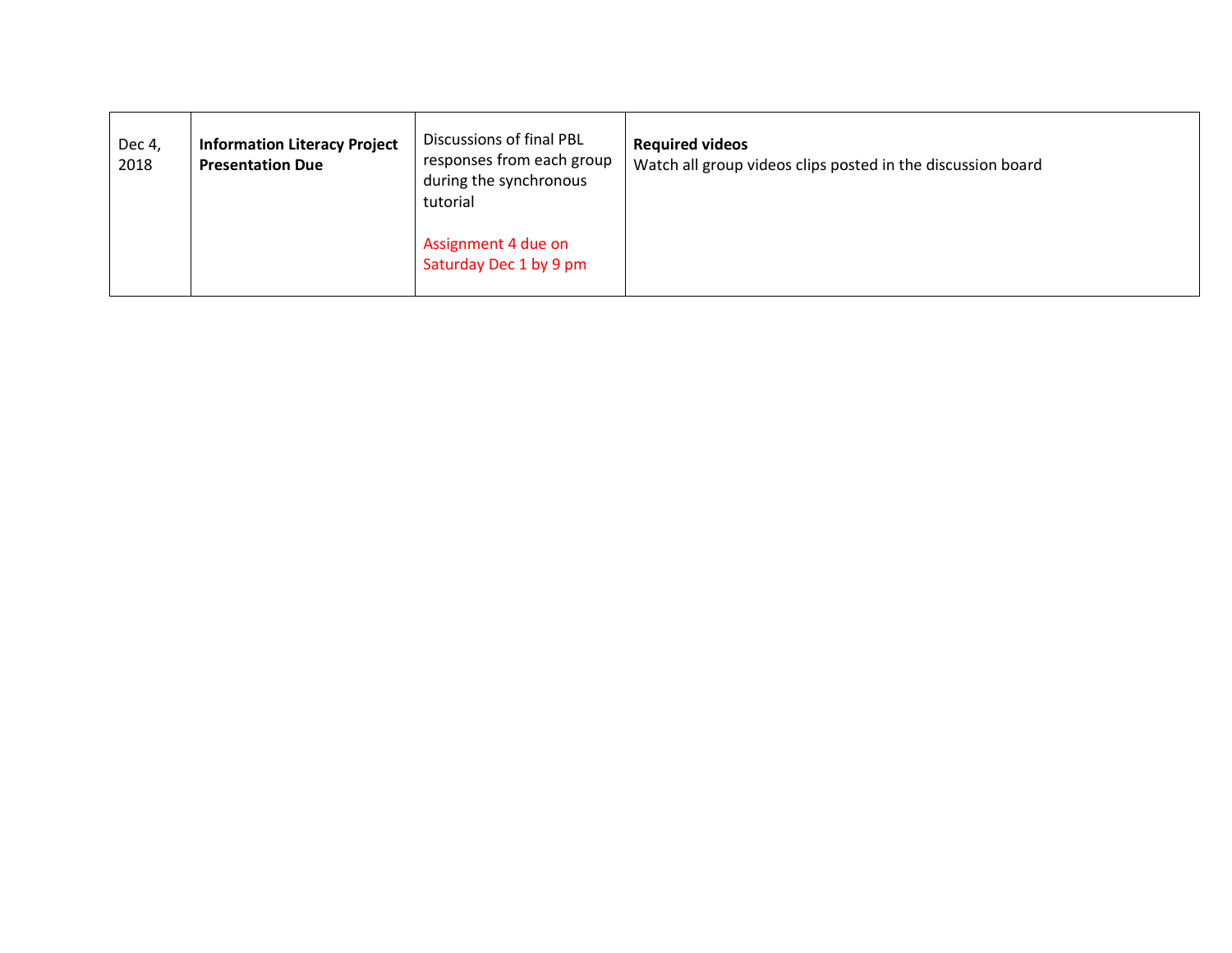| Dec 4, 2018 | **Information Literacy Project Presentation Due** | Discussions of final PBL responses from each group during the synchronous tutorial<br><br>Assignment 4 due on Saturday Dec 1 by 9 pm | **Required videos**<br>Watch all group videos clips posted in the discussion board |
|---|---|---|---|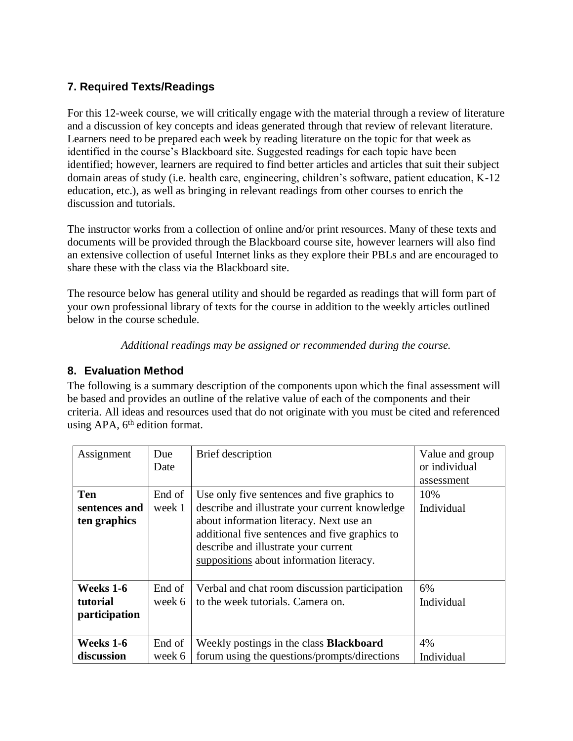### 7. Required Texts/Readings

For this 12-week course, we will critically engage with the material through a review of literature and a discussion of key concepts and ideas generated through that review of relevant literature. Learners need to be prepared each week by reading literature on the topic for that week as identified in the course's Blackboard site. Suggested readings for each topic have been identified; however, learners are required to find better articles and articles that suit their subject domain areas of study (i.e. health care, engineering, children's software, patient education, K-12 education, etc.), as well as bringing in relevant readings from other courses to enrich the discussion and tutorials.

The instructor works from a collection of online and/or print resources. Many of these texts and documents will be provided through the Blackboard course site, however learners will also find an extensive collection of useful Internet links as they explore their PBLs and are encouraged to share these with the class via the Blackboard site.

The resource below has general utility and should be regarded as readings that will form part of your own professional library of texts for the course in addition to the weekly articles outlined below in the course schedule.

*Additional readings may be assigned or recommended during the course.*

### 8. Evaluation Method

The following is a summary description of the components upon which the final assessment will be based and provides an outline of the relative value of each of the components and their criteria. All ideas and resources used that do not originate with you must be cited and referenced using APA, 6th edition format.

| Assignment | Due Date | Brief description | Value and group or individual assessment |
|---|---|---|---|
| **Ten sentences and ten graphics** | End of week 1 | Use only five sentences and five graphics to describe and illustrate your current knowledge about information literacy. Next use an additional five sentences and five graphics to describe and illustrate your current suppositions about information literacy. | 10% Individual |
| **Weeks 1-6 tutorial participation** | End of week 6 | Verbal and chat room discussion participation to the week tutorials. Camera on. | 6% Individual |
| **Weeks 1-6 discussion** | End of week 6 | Weekly postings in the class **Blackboard** forum using the questions/prompts/directions | 4% Individual |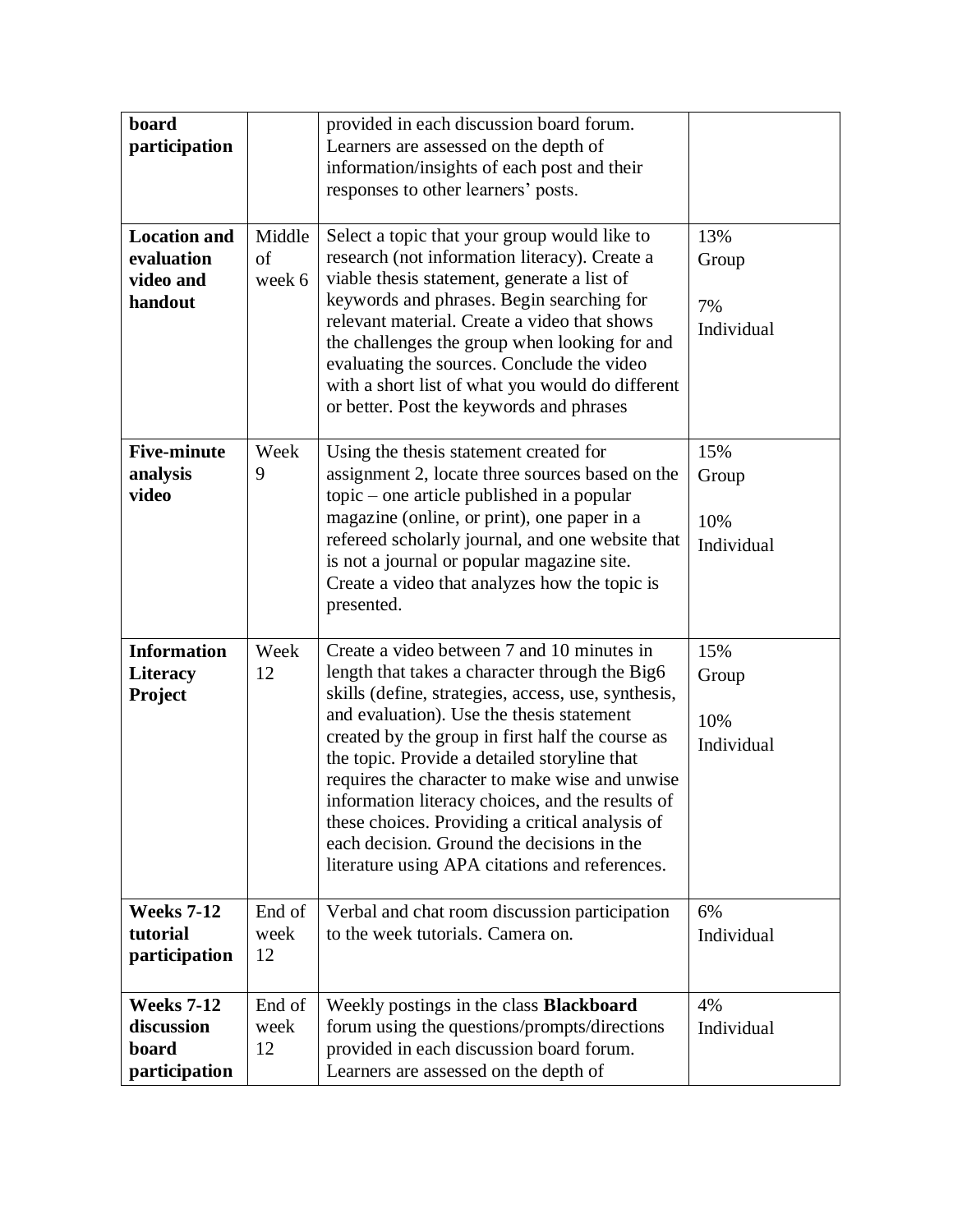| **board participation** | | provided in each discussion board forum. Learners are assessed on the depth of information/insights of each post and their responses to other learners' posts. | |
|---|---|---|---|
| **Location and evaluation video and handout** | Middle of week 6 | Select a topic that your group would like to research (not information literacy). Create a viable thesis statement, generate a list of keywords and phrases. Begin searching for relevant material. Create a video that shows the challenges the group when looking for and evaluating the sources. Conclude the video with a short list of what you would do different or better. Post the keywords and phrases | 13% Group<br><br>7% Individual |
| **Five-minute analysis video** | Week 9 | Using the thesis statement created for assignment 2, locate three sources based on the topic – one article published in a popular magazine (online, or print), one paper in a refereed scholarly journal, and one website that is not a journal or popular magazine site. Create a video that analyzes how the topic is presented. | 15% Group<br><br>10% Individual |
| **Information Literacy Project** | Week 12 | Create a video between 7 and 10 minutes in length that takes a character through the Big6 skills (define, strategies, access, use, synthesis, and evaluation). Use the thesis statement created by the group in first half the course as the topic. Provide a detailed storyline that requires the character to make wise and unwise information literacy choices, and the results of these choices. Providing a critical analysis of each decision. Ground the decisions in the literature using APA citations and references. | 15% Group<br><br>10% Individual |
| **Weeks 7-12 tutorial participation** | End of week 12 | Verbal and chat room discussion participation to the week tutorials. Camera on. | 6% Individual |
| **Weeks 7-12 discussion board participation** | End of week 12 | Weekly postings in the class **Blackboard** forum using the questions/prompts/directions provided in each discussion board forum. Learners are assessed on the depth of | 4% Individual |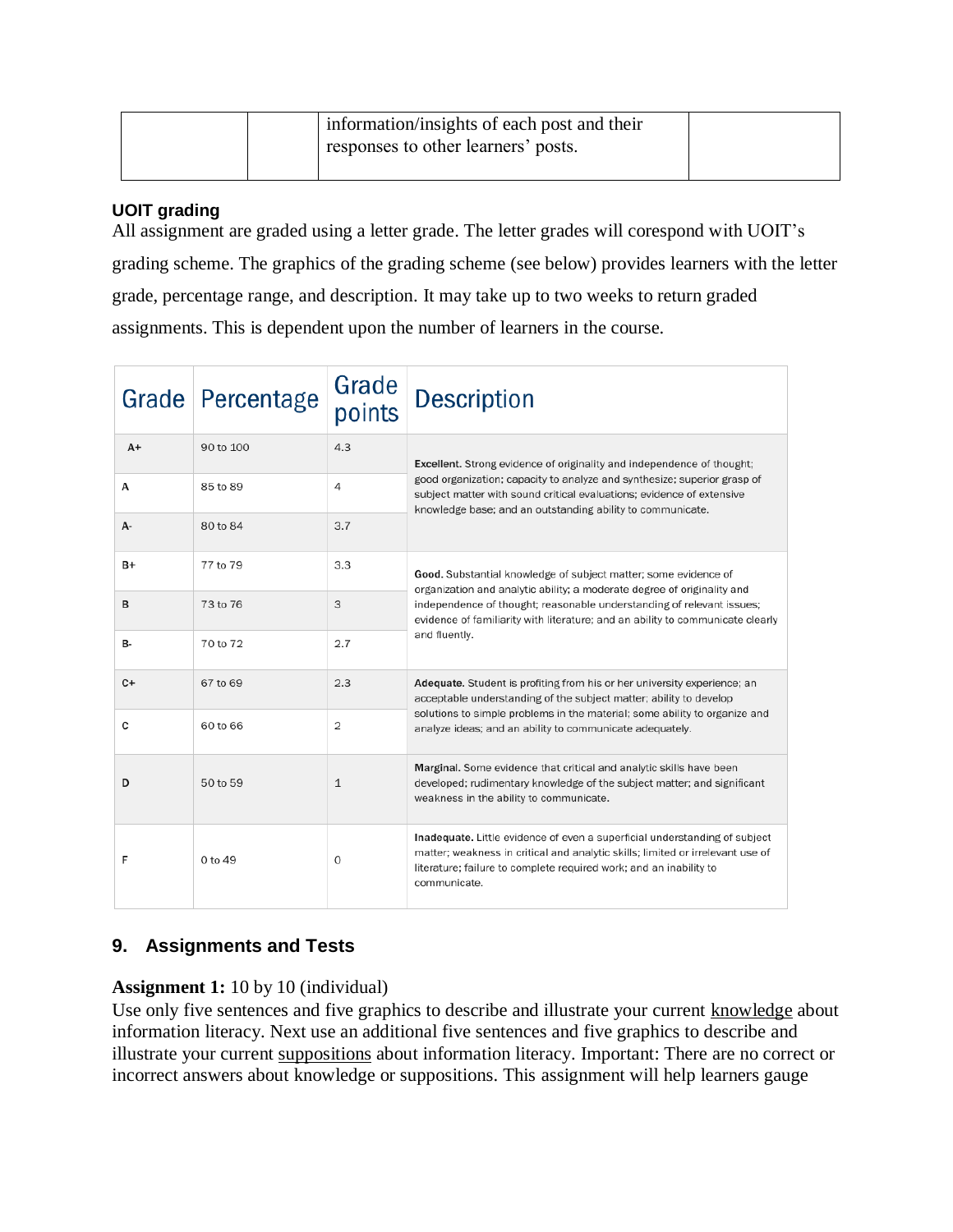| | | information/insights of each post and their responses to other learners' posts. | |
|---|---|---|---|

**UOIT grading**

All assignment are graded using a letter grade. The letter grades will corespond with UOIT's grading scheme. The graphics of the grading scheme (see below) provides learners with the letter grade, percentage range, and description. It may take up to two weeks to return graded assignments. This is dependent upon the number of learners in the course.

| Grade | Percentage | Grade points | Description |
|---|---|---|---|
| A+ | 90 to 100 | 4.3 | **Excellent.** Strong evidence of originality and independence of thought; good organization; capacity to analyze and synthesize; superior grasp of subject matter with sound critical evaluations; evidence of extensive knowledge base; and an outstanding ability to communicate. |
| A | 85 to 89 | 4 | |
| A- | 80 to 84 | 3.7 | |
| B+ | 77 to 79 | 3.3 | **Good.** Substantial knowledge of subject matter; some evidence of organization and analytic ability; a moderate degree of originality and independence of thought; reasonable understanding of relevant issues; evidence of familiarity with literature; and an ability to communicate clearly and fluently. |
| B | 73 to 76 | 3 | |
| B- | 70 to 72 | 2.7 | |
| C+ | 67 to 69 | 2.3 | **Adequate.** Student is profiting from his or her university experience; an acceptable understanding of the subject matter; ability to develop solutions to simple problems in the material; some ability to organize and analyze ideas; and an ability to communicate adequately. |
| C | 60 to 66 | 2 | |
| D | 50 to 59 | 1 | **Marginal.** Some evidence that critical and analytic skills have been developed; rudimentary knowledge of the subject matter; and significant weakness in the ability to communicate. |
| F | 0 to 49 | 0 | **Inadequate.** Little evidence of even a superficial understanding of subject matter; weakness in critical and analytic skills; limited or irrelevant use of literature; failure to complete required work; and an inability to communicate. |

## 9. Assignments and Tests

**Assignment 1:** 10 by 10 (individual)

Use only five sentences and five graphics to describe and illustrate your current knowledge about information literacy. Next use an additional five sentences and five graphics to describe and illustrate your current suppositions about information literacy. Important: There are no correct or incorrect answers about knowledge or suppositions. This assignment will help learners gauge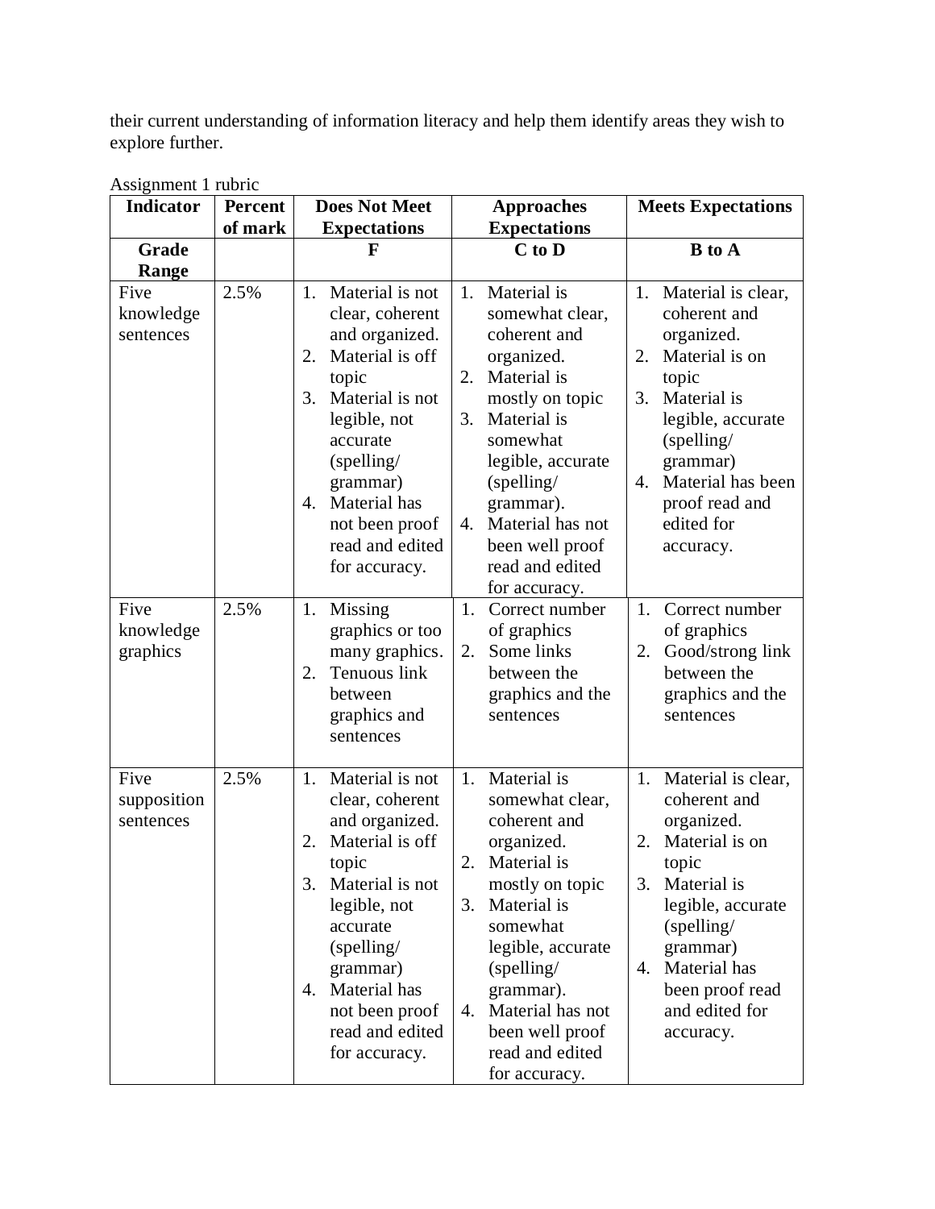their current understanding of information literacy and help them identify areas they wish to explore further.

Assignment 1 rubric

| Indicator | Percent of mark | Does Not Meet Expectations | Approaches Expectations | Meets Expectations |
|---|---|---|---|---|
| **Grade Range** | | **F** | **C to D** | **B to A** |
| Five knowledge sentences | 2.5% | 1. Material is not clear, coherent and organized. 2. Material is off topic 3. Material is not legible, not accurate (spelling/ grammar) 4. Material has not been proof read and edited for accuracy. | 1. Material is somewhat clear, coherent and organized. 2. Material is mostly on topic 3. Material is somewhat legible, accurate (spelling/ grammar). 4. Material has not been well proof read and edited for accuracy. | 1. Material is clear, coherent and organized. 2. Material is on topic 3. Material is legible, accurate (spelling/ grammar) 4. Material has been proof read and edited for accuracy. |
| Five knowledge graphics | 2.5% | 1. Missing graphics or too many graphics. 2. Tenuous link between graphics and sentences | 1. Correct number of graphics 2. Some links between the graphics and the sentences | 1. Correct number of graphics 2. Good/strong link between the graphics and the sentences |
| Five supposition sentences | 2.5% | 1. Material is not clear, coherent and organized. 2. Material is off topic 3. Material is not legible, not accurate (spelling/ grammar) 4. Material has not been proof read and edited for accuracy. | 1. Material is somewhat clear, coherent and organized. 2. Material is mostly on topic 3. Material is somewhat legible, accurate (spelling/ grammar). 4. Material has not been well proof read and edited for accuracy. | 1. Material is clear, coherent and organized. 2. Material is on topic 3. Material is legible, accurate (spelling/ grammar) 4. Material has been proof read and edited for accuracy. |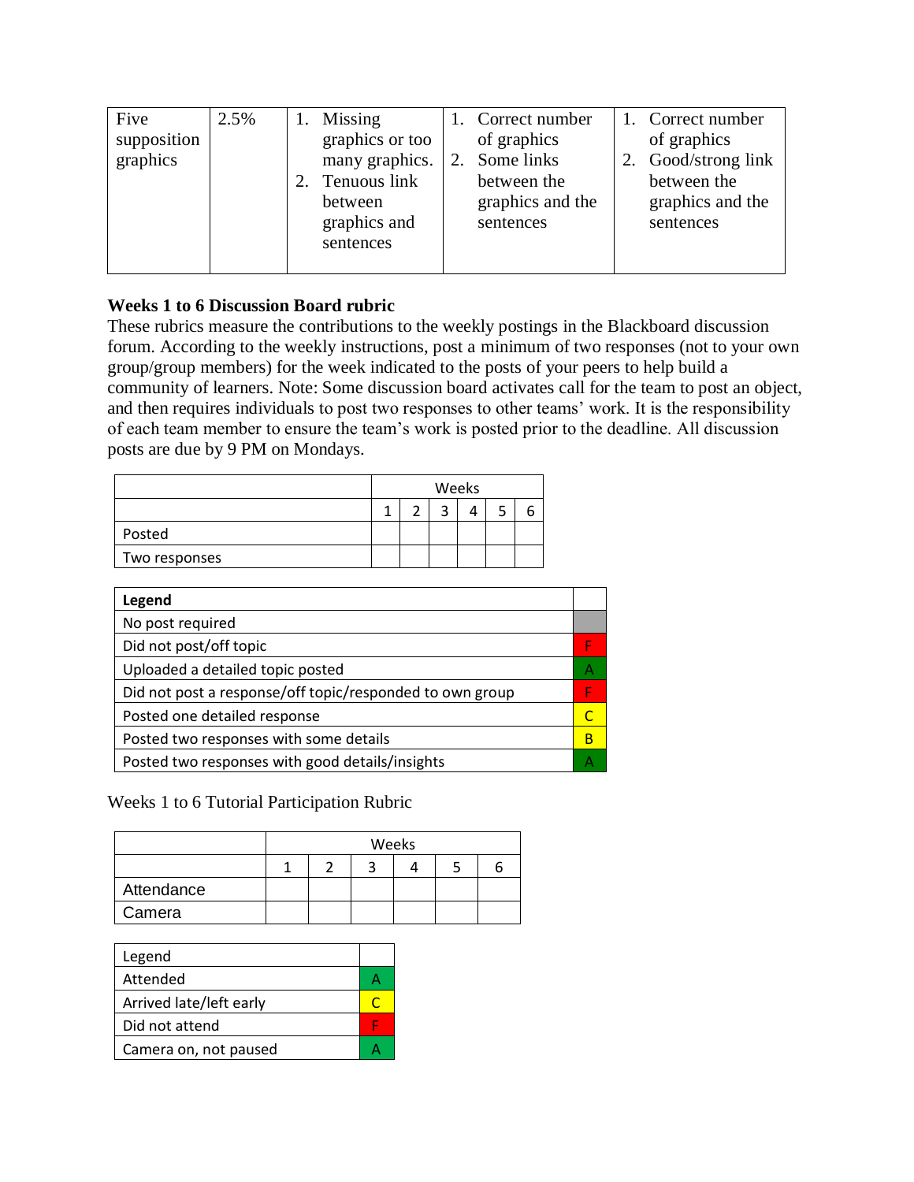| Five supposition graphics | 2.5% | 1. Missing graphics or too many graphics. 2. Tenuous link between graphics and sentences | 1. Correct number of graphics 2. Some links between the graphics and the sentences | 1. Correct number of graphics 2. Good/strong link between the graphics and the sentences |
|---|---|---|---|---|

### Weeks 1 to 6 Discussion Board rubric

These rubrics measure the contributions to the weekly postings in the Blackboard discussion forum. According to the weekly instructions, post a minimum of two responses (not to your own group/group members) for the week indicated to the posts of your peers to help build a community of learners. Note: Some discussion board activates call for the team to post an object, and then requires individuals to post two responses to other teams' work. It is the responsibility of each team member to ensure the team's work is posted prior to the deadline. All discussion posts are due by 9 PM on Mondays.

| | Weeks | | | | | |
|---|---|---|---|---|---|---|
| | 1 | 2 | 3 | 4 | 5 | 6 |
| Posted | | | | | | |
| Two responses | | | | | | |

| Legend | |
|---|---|
| No post required | |
| Did not post/off topic | F |
| Uploaded a detailed topic posted | A |
| Did not post a response/off topic/responded to own group | F |
| Posted one detailed response | C |
| Posted two responses with some details | B |
| Posted two responses with good details/insights | A |

Weeks 1 to 6 Tutorial Participation Rubric

| | Weeks | | | | | |
|---|---|---|---|---|---|---|
| | 1 | 2 | 3 | 4 | 5 | 6 |
| Attendance | | | | | | |
| Camera | | | | | | |

| Legend | |
|---|---|
| Attended | A |
| Arrived late/left early | C |
| Did not attend | F |
| Camera on, not paused | A |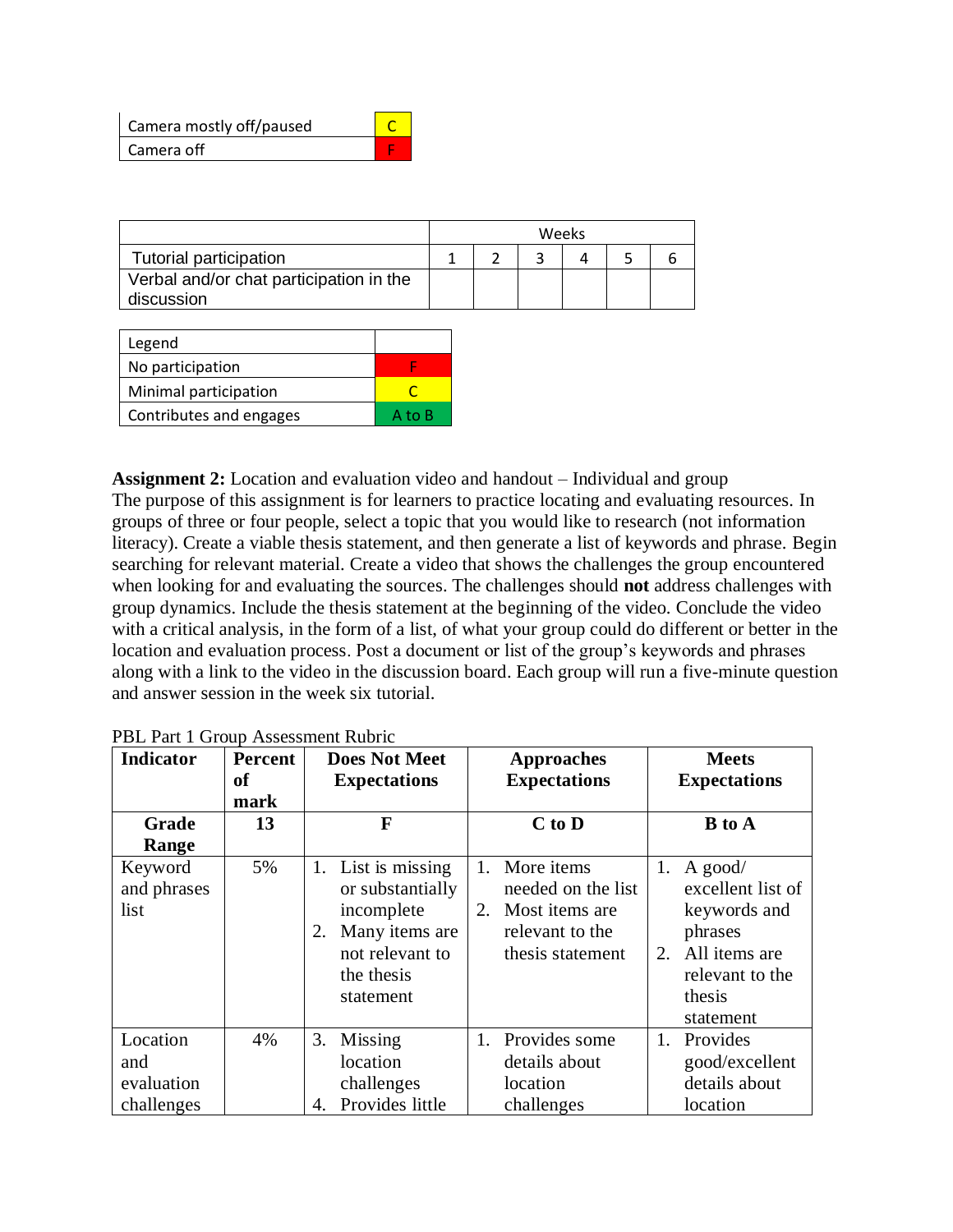| Camera mostly off/paused | C |
|---|---|
| Camera off | F |

| | Weeks | | | | | |
|---|---|---|---|---|---|---|
| Tutorial participation | 1 | 2 | 3 | 4 | 5 | 6 |
| Verbal and/or chat participation in the discussion | | | | | | |

| Legend | |
|---|---|
| No participation | F |
| Minimal participation | C |
| Contributes and engages | A to B |

**Assignment 2:** Location and evaluation video and handout – Individual and group
The purpose of this assignment is for learners to practice locating and evaluating resources. In groups of three or four people, select a topic that you would like to research (not information literacy). Create a viable thesis statement, and then generate a list of keywords and phrase. Begin searching for relevant material. Create a video that shows the challenges the group encountered when looking for and evaluating the sources. The challenges should **not** address challenges with group dynamics. Include the thesis statement at the beginning of the video. Conclude the video with a critical analysis, in the form of a list, of what your group could do different or better in the location and evaluation process. Post a document or list of the group's keywords and phrases along with a link to the video in the discussion board. Each group will run a five-minute question and answer session in the week six tutorial.

PBL Part 1 Group Assessment Rubric

| **Indicator** | **Percent of mark** | **Does Not Meet Expectations** | **Approaches Expectations** | **Meets Expectations** |
|---|---|---|---|---|
| **Grade Range** | **13** | **F** | **C to D** | **B to A** |
| Keyword and phrases list | 5% | 1. List is missing or substantially incomplete<br>2. Many items are not relevant to the thesis statement | 1. More items needed on the list<br>2. Most items are relevant to the thesis statement | 1. A good/ excellent list of keywords and phrases<br>2. All items are relevant to the thesis statement |
| Location and evaluation challenges | 4% | 3. Missing location challenges<br>4. Provides little | 1. Provides some details about location challenges | 1. Provides good/excellent details about location |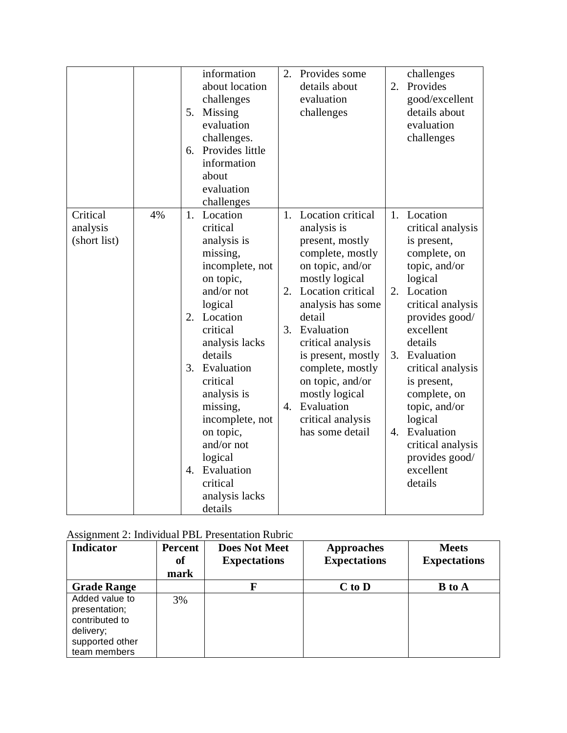| | | information about location challenges<br>5. Missing evaluation challenges.<br>6. Provides little information about evaluation challenges | 2. Provides some details about evaluation challenges | challenges<br>2. Provides good/excellent details about evaluation challenges |
|---|---|---|---|---|
| Critical analysis (short list) | 4% | 1. Location critical analysis is missing, incomplete, not on topic, and/or not logical<br>2. Location critical analysis lacks details<br>3. Evaluation critical analysis is missing, incomplete, not on topic, and/or not logical<br>4. Evaluation critical analysis lacks details | 1. Location critical analysis is present, mostly complete, mostly on topic, and/or mostly logical<br>2. Location critical analysis has some detail<br>3. Evaluation critical analysis is present, mostly complete, mostly on topic, and/or mostly logical<br>4. Evaluation critical analysis has some detail | 1. Location critical analysis is present, complete, on topic, and/or logical<br>2. Location critical analysis provides good/ excellent details<br>3. Evaluation critical analysis is present, complete, on topic, and/or logical<br>4. Evaluation critical analysis provides good/ excellent details |

Assignment 2: Individual PBL Presentation Rubric

| Indicator | Percent of mark | Does Not Meet Expectations | Approaches Expectations | Meets Expectations |
|---|---|---|---|---|
| **Grade Range** | | **F** | **C to D** | **B to A** |
| Added value to presentation; contributed to delivery; supported other team members | 3% | | | |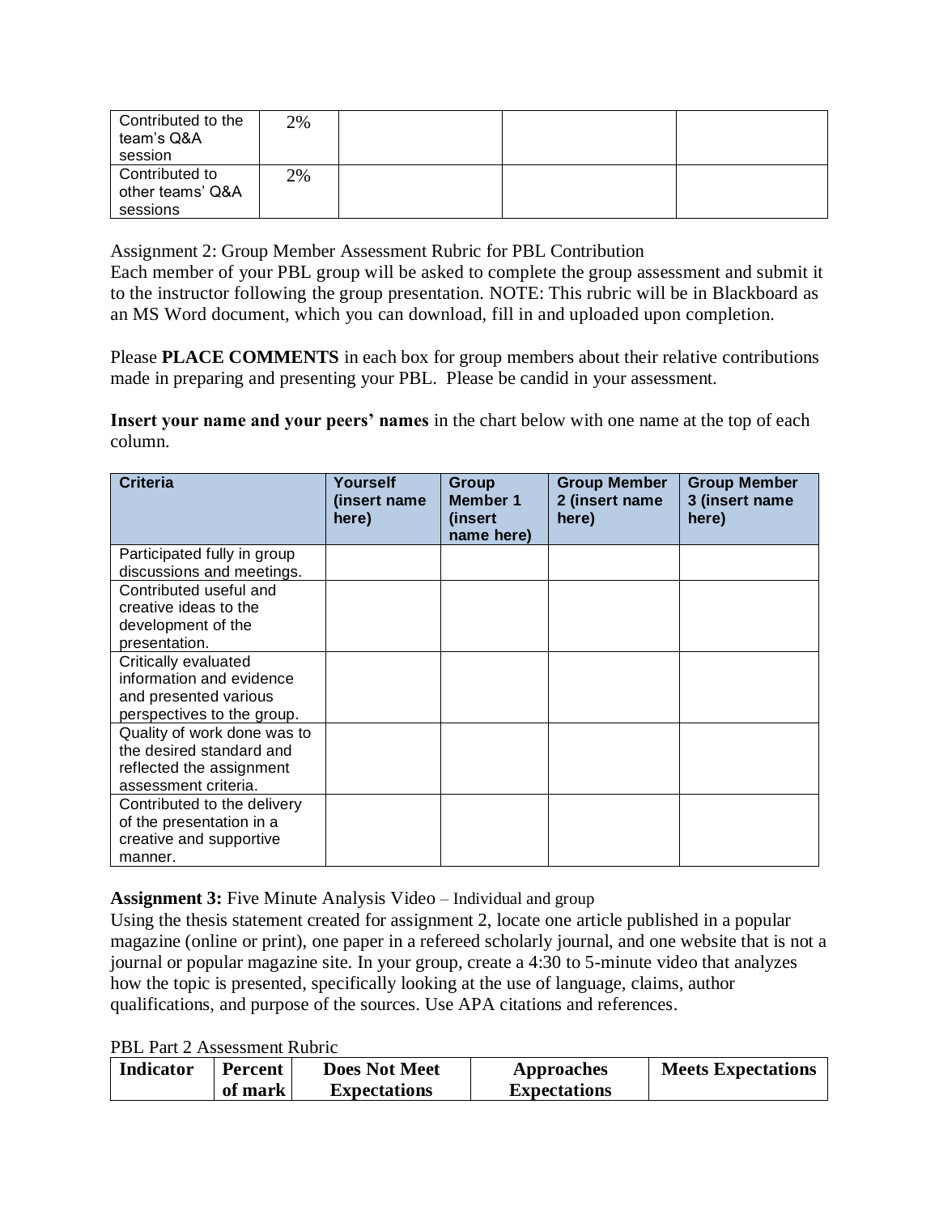| Contributed to the team's Q&A session | 2% | | | |
|---|---|---|---|---|
| Contributed to other teams' Q&A sessions | 2% | | | |

Assignment 2: Group Member Assessment Rubric for PBL Contribution

Each member of your PBL group will be asked to complete the group assessment and submit it to the instructor following the group presentation. NOTE: This rubric will be in Blackboard as an MS Word document, which you can download, fill in and uploaded upon completion.

Please **PLACE COMMENTS** in each box for group members about their relative contributions made in preparing and presenting your PBL. Please be candid in your assessment.

**Insert your name and your peers' names** in the chart below with one name at the top of each column.

| Criteria | Yourself (insert name here) | Group Member 1 (insert name here) | Group Member 2 (insert name here) | Group Member 3 (insert name here) |
|---|---|---|---|---|
| Participated fully in group discussions and meetings. | | | | |
| Contributed useful and creative ideas to the development of the presentation. | | | | |
| Critically evaluated information and evidence and presented various perspectives to the group. | | | | |
| Quality of work done was to the desired standard and reflected the assignment assessment criteria. | | | | |
| Contributed to the delivery of the presentation in a creative and supportive manner. | | | | |

**Assignment 3:** Five Minute Analysis Video – Individual and group

Using the thesis statement created for assignment 2, locate one article published in a popular magazine (online or print), one paper in a refereed scholarly journal, and one website that is not a journal or popular magazine site. In your group, create a 4:30 to 5-minute video that analyzes how the topic is presented, specifically looking at the use of language, claims, author qualifications, and purpose of the sources. Use APA citations and references.

PBL Part 2 Assessment Rubric

| Indicator | Percent of mark | Does Not Meet Expectations | Approaches Expectations | Meets Expectations |
|---|---|---|---|---|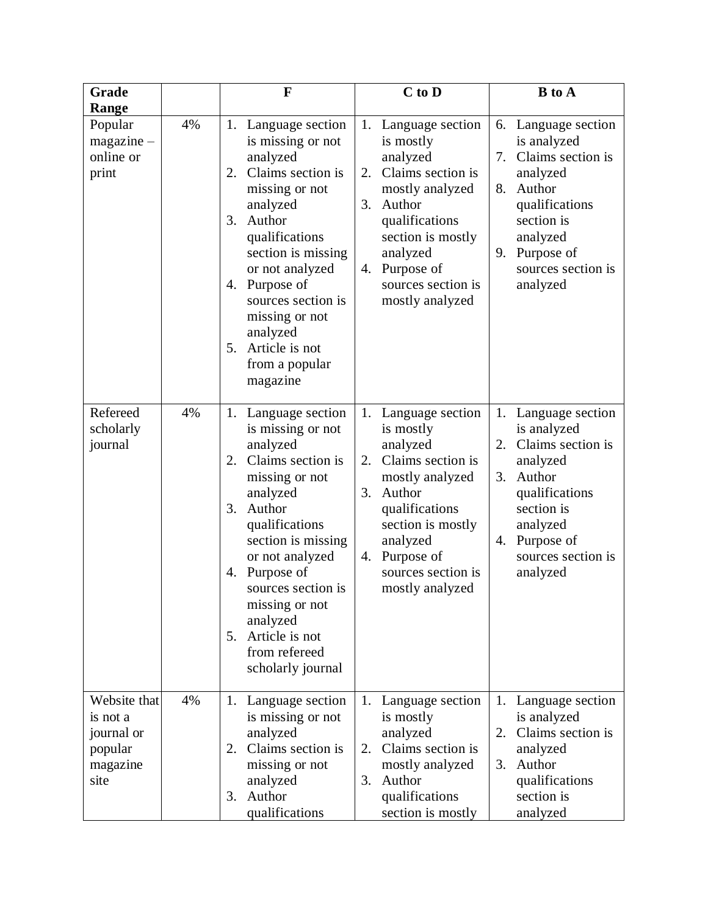| Grade Range | | F | C to D | B to A |
|---|---|---|---|---|
| Popular magazine – online or print | 4% | 1. Language section is missing or not analyzed 2. Claims section is missing or not analyzed 3. Author qualifications section is missing or not analyzed 4. Purpose of sources section is missing or not analyzed 5. Article is not from a popular magazine | 1. Language section is mostly analyzed 2. Claims section is mostly analyzed 3. Author qualifications section is mostly analyzed 4. Purpose of sources section is mostly analyzed | 6. Language section is analyzed 7. Claims section is analyzed 8. Author qualifications section is analyzed 9. Purpose of sources section is analyzed |
| Refereed scholarly journal | 4% | 1. Language section is missing or not analyzed 2. Claims section is missing or not analyzed 3. Author qualifications section is missing or not analyzed 4. Purpose of sources section is missing or not analyzed 5. Article is not from refereed scholarly journal | 1. Language section is mostly analyzed 2. Claims section is mostly analyzed 3. Author qualifications section is mostly analyzed 4. Purpose of sources section is mostly analyzed | 1. Language section is analyzed 2. Claims section is analyzed 3. Author qualifications section is analyzed 4. Purpose of sources section is analyzed |
| Website that is not a journal or popular magazine site | 4% | 1. Language section is missing or not analyzed 2. Claims section is missing or not analyzed 3. Author qualifications | 1. Language section is mostly analyzed 2. Claims section is mostly analyzed 3. Author qualifications section is mostly | 1. Language section is analyzed 2. Claims section is analyzed 3. Author qualifications section is analyzed |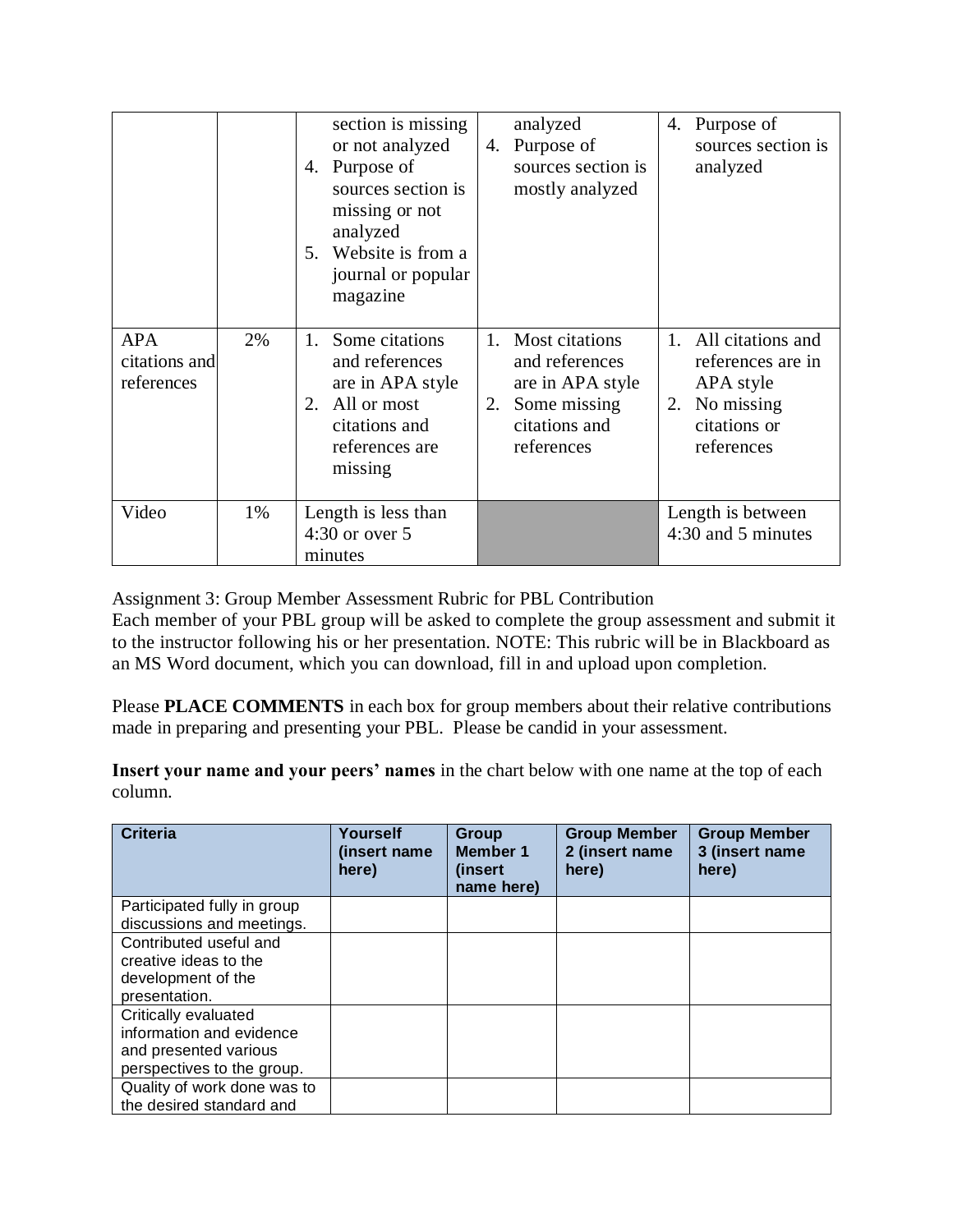| | | section is missing or not analyzed<br>4. Purpose of sources section is missing or not analyzed<br>5. Website is from a journal or popular magazine | analyzed<br>4. Purpose of sources section is mostly analyzed | 4. Purpose of sources section is analyzed |
|---|---|---|---|---|
| APA citations and references | 2% | 1. Some citations and references are in APA style<br>2. All or most citations and references are missing | 1. Most citations and references are in APA style<br>2. Some missing citations and references | 1. All citations and references are in APA style<br>2. No missing citations or references |
| Video | 1% | Length is less than 4:30 or over 5 minutes | | Length is between 4:30 and 5 minutes |

Assignment 3: Group Member Assessment Rubric for PBL Contribution
Each member of your PBL group will be asked to complete the group assessment and submit it to the instructor following his or her presentation. NOTE: This rubric will be in Blackboard as an MS Word document, which you can download, fill in and upload upon completion.

Please **PLACE COMMENTS** in each box for group members about their relative contributions made in preparing and presenting your PBL. Please be candid in your assessment.

**Insert your name and your peers' names** in the chart below with one name at the top of each column.

| Criteria | Yourself (insert name here) | Group Member 1 (insert name here) | Group Member 2 (insert name here) | Group Member 3 (insert name here) |
|---|---|---|---|---|
| Participated fully in group discussions and meetings. | | | | |
| Contributed useful and creative ideas to the development of the presentation. | | | | |
| Critically evaluated information and evidence and presented various perspectives to the group. | | | | |
| Quality of work done was to the desired standard and | | | | |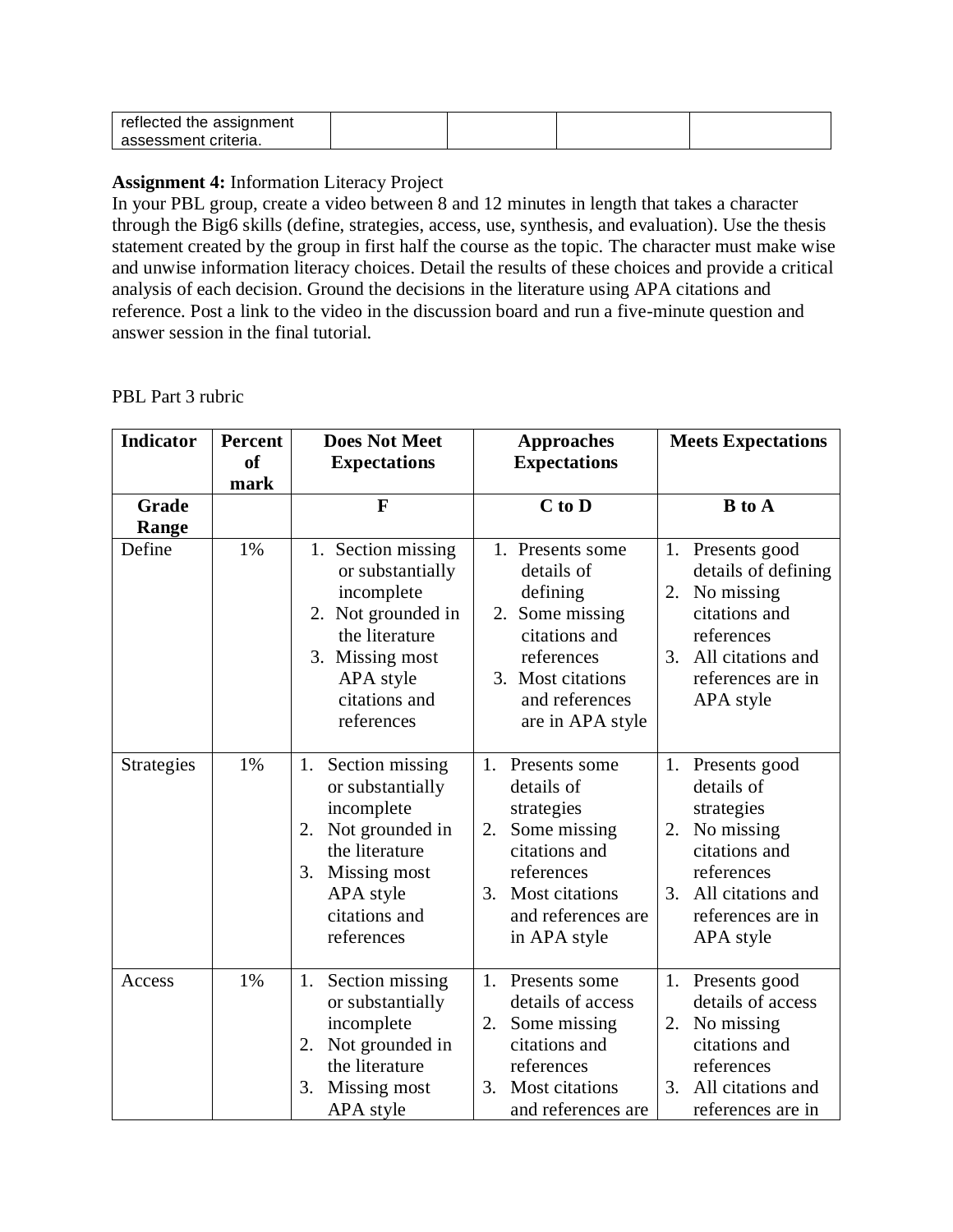| reflected the assignment assessment criteria. | | | | |
|---|---|---|---|---|

**Assignment 4:** Information Literacy Project
In your PBL group, create a video between 8 and 12 minutes in length that takes a character through the Big6 skills (define, strategies, access, use, synthesis, and evaluation). Use the thesis statement created by the group in first half the course as the topic. The character must make wise and unwise information literacy choices. Detail the results of these choices and provide a critical analysis of each decision. Ground the decisions in the literature using APA citations and reference. Post a link to the video in the discussion board and run a five-minute question and answer session in the final tutorial.

PBL Part 3 rubric

| **Indicator** | **Percent of mark** | **Does Not Meet Expectations** | **Approaches Expectations** | **Meets Expectations** |
|---|---|---|---|---|
| **Grade Range** | | **F** | **C to D** | **B to A** |
| Define | 1% | 1. Section missing or substantially incomplete<br>2. Not grounded in the literature<br>3. Missing most APA style citations and references | 1. Presents some details of defining<br>2. Some missing citations and references<br>3. Most citations and references are in APA style | 1. Presents good details of defining<br>2. No missing citations and references<br>3. All citations and references are in APA style |
| Strategies | 1% | 1. Section missing or substantially incomplete<br>2. Not grounded in the literature<br>3. Missing most APA style citations and references | 1. Presents some details of strategies<br>2. Some missing citations and references<br>3. Most citations and references are in APA style | 1. Presents good details of strategies<br>2. No missing citations and references<br>3. All citations and references are in APA style |
| Access | 1% | 1. Section missing or substantially incomplete<br>2. Not grounded in the literature<br>3. Missing most APA style | 1. Presents some details of access<br>2. Some missing citations and references<br>3. Most citations and references are | 1. Presents good details of access<br>2. No missing citations and references<br>3. All citations and references are in |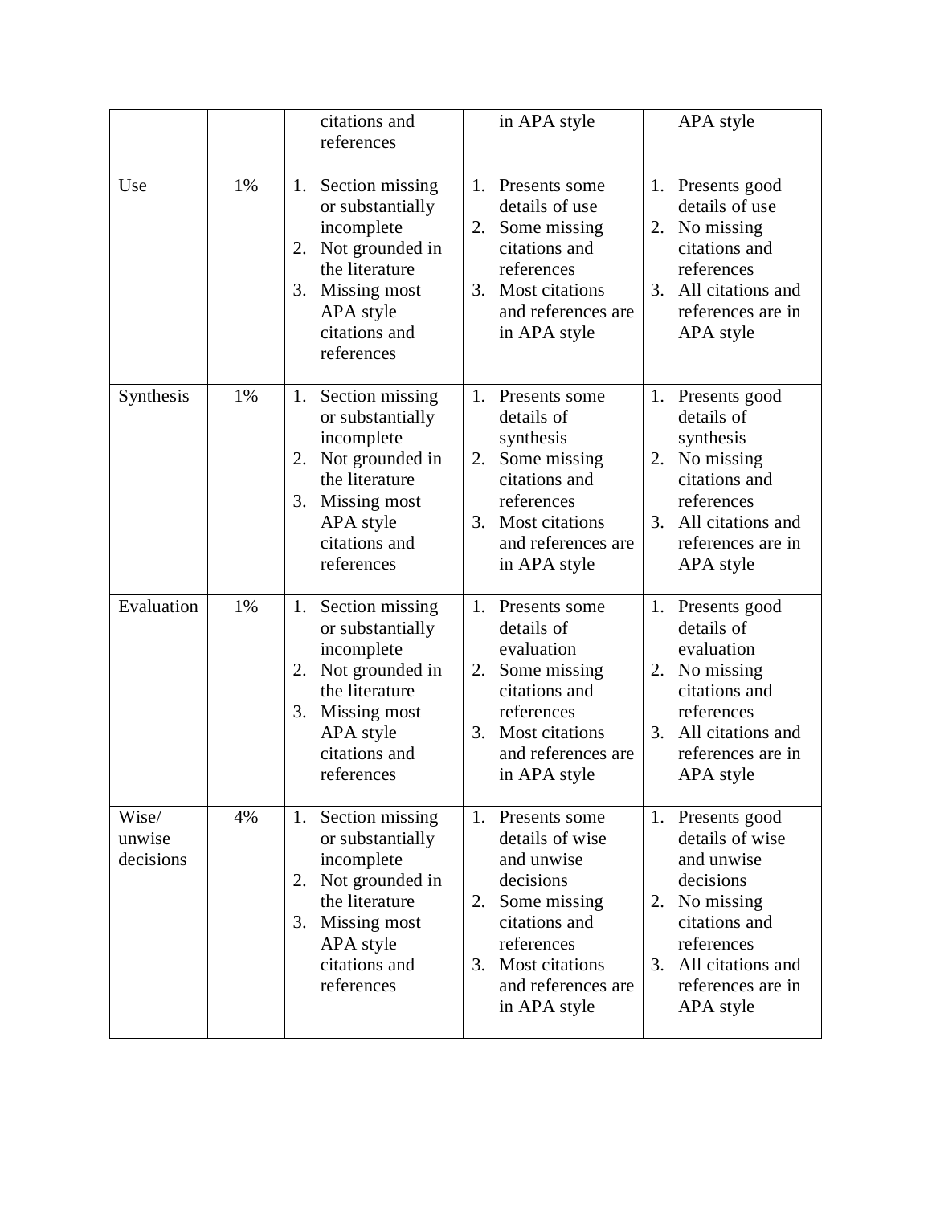| | | citations and references | in APA style | APA style |
|---|---|---|---|---|
| Use | 1% | 1. Section missing or substantially incomplete<br>2. Not grounded in the literature<br>3. Missing most APA style citations and references | 1. Presents some details of use<br>2. Some missing citations and references<br>3. Most citations and references are in APA style | 1. Presents good details of use<br>2. No missing citations and references<br>3. All citations and references are in APA style |
| Synthesis | 1% | 1. Section missing or substantially incomplete<br>2. Not grounded in the literature<br>3. Missing most APA style citations and references | 1. Presents some details of synthesis<br>2. Some missing citations and references<br>3. Most citations and references are in APA style | 1. Presents good details of synthesis<br>2. No missing citations and references<br>3. All citations and references are in APA style |
| Evaluation | 1% | 1. Section missing or substantially incomplete<br>2. Not grounded in the literature<br>3. Missing most APA style citations and references | 1. Presents some details of evaluation<br>2. Some missing citations and references<br>3. Most citations and references are in APA style | 1. Presents good details of evaluation<br>2. No missing citations and references<br>3. All citations and references are in APA style |
| Wise/ unwise decisions | 4% | 1. Section missing or substantially incomplete<br>2. Not grounded in the literature<br>3. Missing most APA style citations and references | 1. Presents some details of wise and unwise decisions<br>2. Some missing citations and references<br>3. Most citations and references are in APA style | 1. Presents good details of wise and unwise decisions<br>2. No missing citations and references<br>3. All citations and references are in APA style |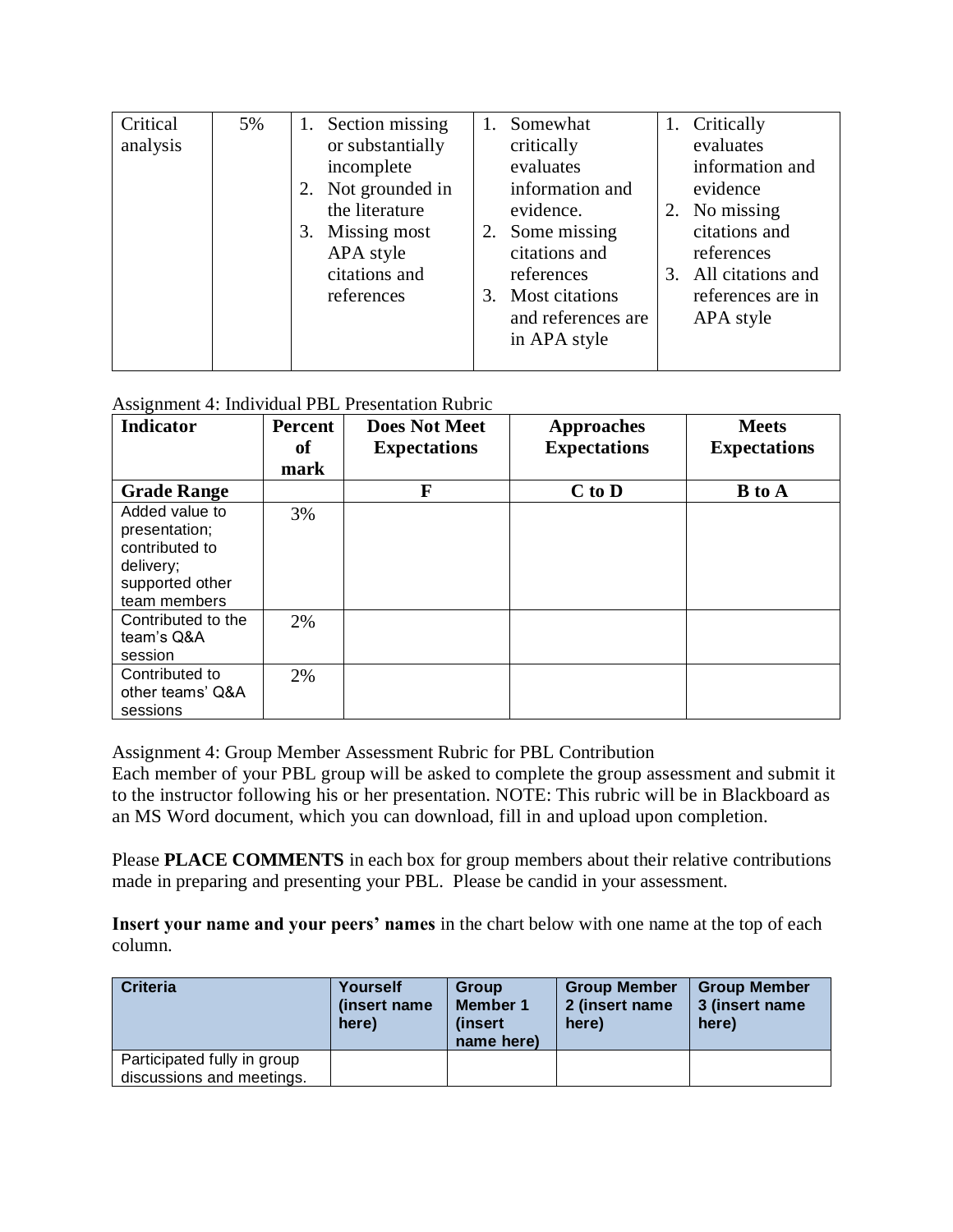| Critical analysis | 5% | 1. Section missing or substantially incomplete<br>2. Not grounded in the literature<br>3. Missing most APA style citations and references | 1. Somewhat critically evaluates information and evidence.<br>2. Some missing citations and references<br>3. Most citations and references are in APA style | 1. Critically evaluates information and evidence<br>2. No missing citations and references<br>3. All citations and references are in APA style |
|---|---|---|---|---|

Assignment 4: Individual PBL Presentation Rubric

| Indicator | Percent of mark | Does Not Meet Expectations | Approaches Expectations | Meets Expectations |
|---|---|---|---|---|
| **Grade Range** | | **F** | **C to D** | **B to A** |
| Added value to presentation; contributed to delivery; supported other team members | 3% | | | |
| Contributed to the team's Q&A session | 2% | | | |
| Contributed to other teams' Q&A sessions | 2% | | | |

Assignment 4: Group Member Assessment Rubric for PBL Contribution

Each member of your PBL group will be asked to complete the group assessment and submit it to the instructor following his or her presentation. NOTE: This rubric will be in Blackboard as an MS Word document, which you can download, fill in and upload upon completion.

Please **PLACE COMMENTS** in each box for group members about their relative contributions made in preparing and presenting your PBL. Please be candid in your assessment.

**Insert your name and your peers' names** in the chart below with one name at the top of each column.

| Criteria | Yourself (insert name here) | Group Member 1 (insert name here) | Group Member 2 (insert name here) | Group Member 3 (insert name here) |
|---|---|---|---|---|
| Participated fully in group discussions and meetings. | | | | |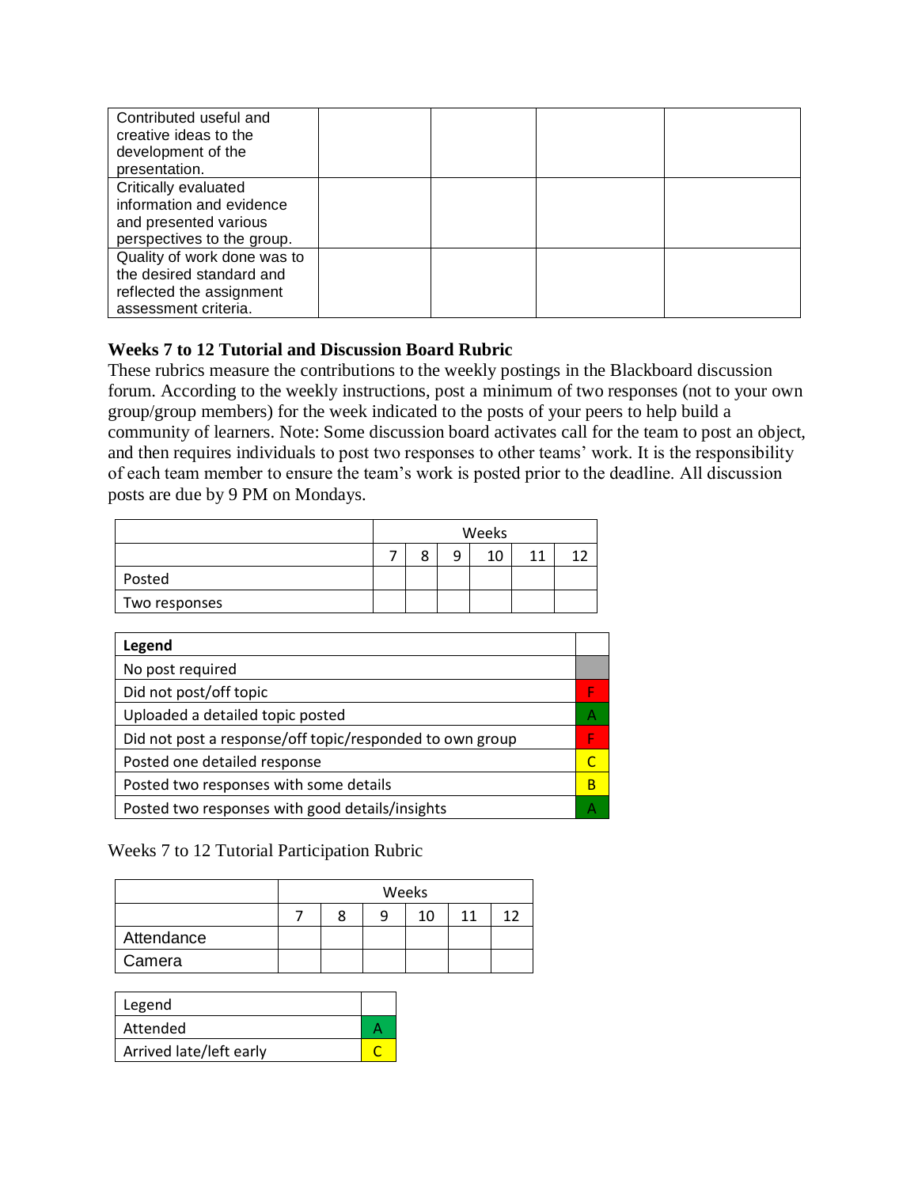| | | | | |
|---|---|---|---|---|
| Contributed useful and creative ideas to the development of the presentation. | | | | |
| Critically evaluated information and evidence and presented various perspectives to the group. | | | | |
| Quality of work done was to the desired standard and reflected the assignment assessment criteria. | | | | |

**Weeks 7 to 12 Tutorial and Discussion Board Rubric**

These rubrics measure the contributions to the weekly postings in the Blackboard discussion forum. According to the weekly instructions, post a minimum of two responses (not to your own group/group members) for the week indicated to the posts of your peers to help build a community of learners. Note: Some discussion board activates call for the team to post an object, and then requires individuals to post two responses to other teams' work. It is the responsibility of each team member to ensure the team's work is posted prior to the deadline. All discussion posts are due by 9 PM on Mondays.

| | Weeks | | | | | |
|---|---|---|---|---|---|---|
| | 7 | 8 | 9 | 10 | 11 | 12 |
| Posted | | | | | | |
| Two responses | | | | | | |

| **Legend** | |
|---|---|
| No post required | |
| Did not post/off topic | F |
| Uploaded a detailed topic posted | A |
| Did not post a response/off topic/responded to own group | F |
| Posted one detailed response | C |
| Posted two responses with some details | B |
| Posted two responses with good details/insights | A |

Weeks 7 to 12 Tutorial Participation Rubric

| | Weeks | | | | | |
|---|---|---|---|---|---|---|
| | 7 | 8 | 9 | 10 | 11 | 12 |
| Attendance | | | | | | |
| Camera | | | | | | |

| Legend | |
|---|---|
| Attended | A |
| Arrived late/left early | C |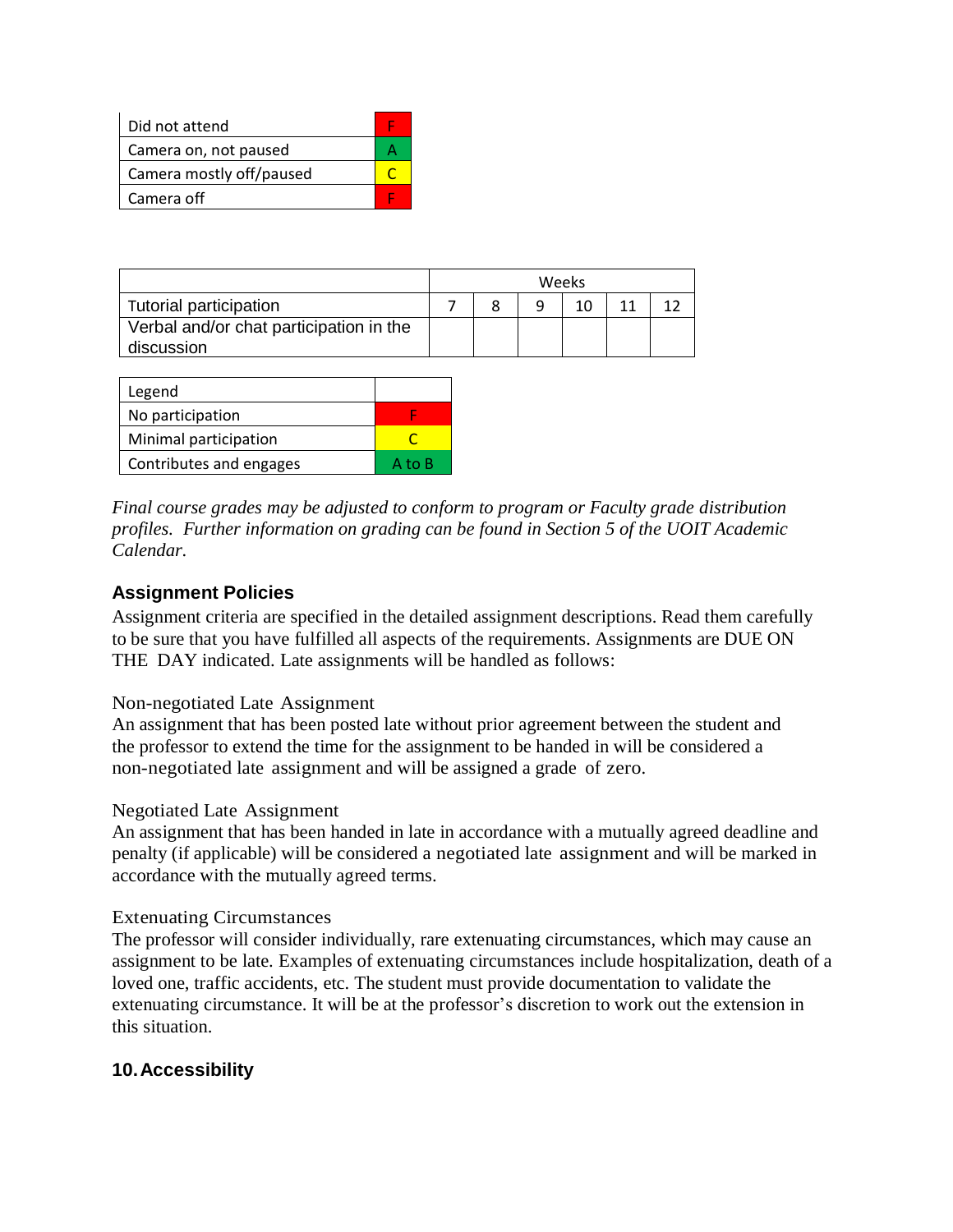| Did not attend | F |
| --- | --- |
| Camera on, not paused | A |
| Camera mostly off/paused | C |
| Camera off | F |

| | Weeks | | | | | |
| --- | --- | --- | --- | --- | --- | --- |
| Tutorial participation | 7 | 8 | 9 | 10 | 11 | 12 |
| Verbal and/or chat participation in the discussion | | | | | | |

| Legend | |
| --- | --- |
| No participation | F |
| Minimal participation | C |
| Contributes and engages | A to B |

*Final course grades may be adjusted to conform to program or Faculty grade distribution profiles. Further information on grading can be found in Section 5 of the UOIT Academic Calendar.*

### Assignment Policies

Assignment criteria are specified in the detailed assignment descriptions. Read them carefully to be sure that you have fulfilled all aspects of the requirements. Assignments are DUE ON THE DAY indicated. Late assignments will be handled as follows:

Non-negotiated Late Assignment

An assignment that has been posted late without prior agreement between the student and the professor to extend the time for the assignment to be handed in will be considered a non-negotiated late assignment and will be assigned a grade of zero.

Negotiated Late Assignment

An assignment that has been handed in late in accordance with a mutually agreed deadline and penalty (if applicable) will be considered a negotiated late assignment and will be marked in accordance with the mutually agreed terms.

Extenuating Circumstances

The professor will consider individually, rare extenuating circumstances, which may cause an assignment to be late. Examples of extenuating circumstances include hospitalization, death of a loved one, traffic accidents, etc. The student must provide documentation to validate the extenuating circumstance. It will be at the professor's discretion to work out the extension in this situation.

## 10. Accessibility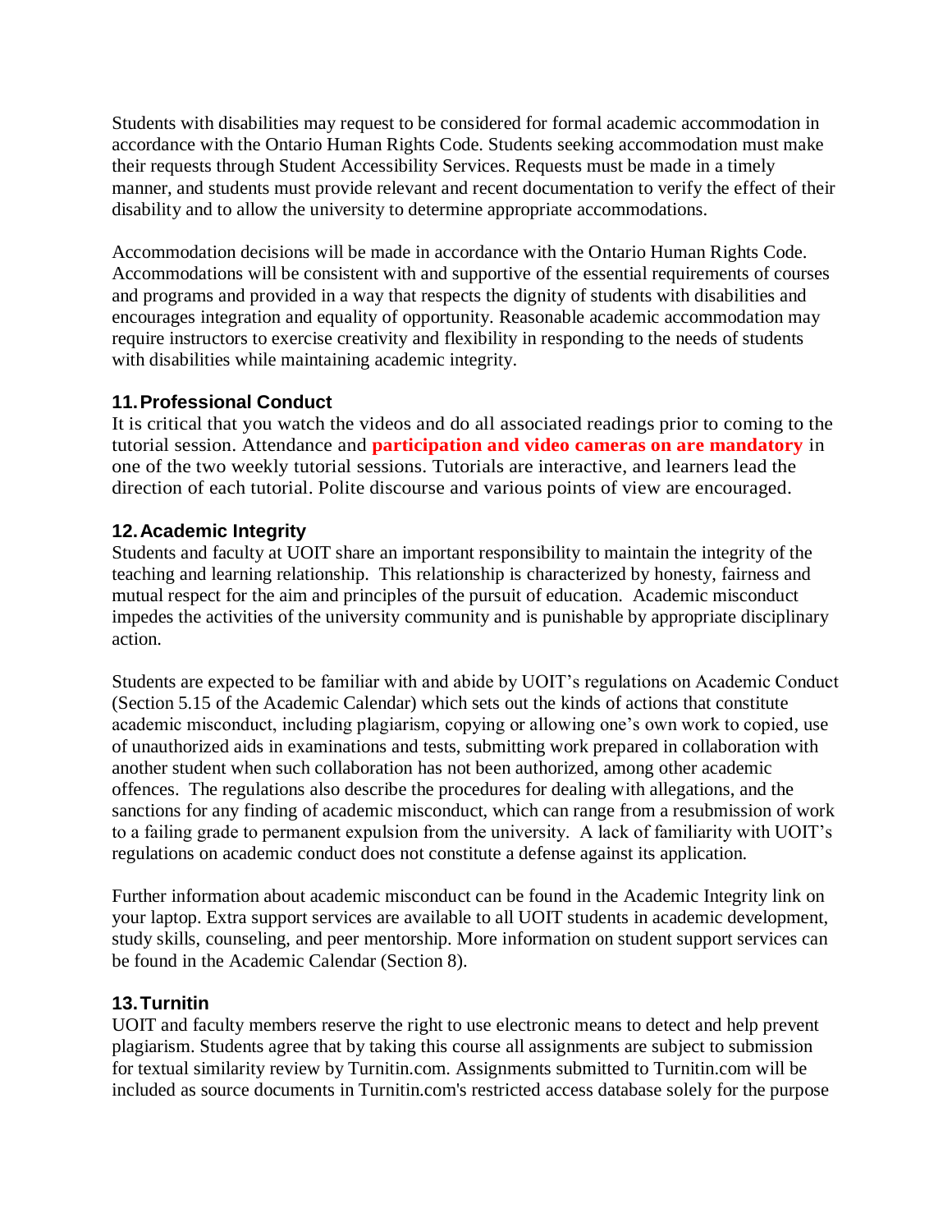Students with disabilities may request to be considered for formal academic accommodation in accordance with the Ontario Human Rights Code. Students seeking accommodation must make their requests through Student Accessibility Services. Requests must be made in a timely manner, and students must provide relevant and recent documentation to verify the effect of their disability and to allow the university to determine appropriate accommodations.

Accommodation decisions will be made in accordance with the Ontario Human Rights Code. Accommodations will be consistent with and supportive of the essential requirements of courses and programs and provided in a way that respects the dignity of students with disabilities and encourages integration and equality of opportunity. Reasonable academic accommodation may require instructors to exercise creativity and flexibility in responding to the needs of students with disabilities while maintaining academic integrity.

### 11. Professional Conduct

It is critical that you watch the videos and do all associated readings prior to coming to the tutorial session. Attendance and **participation and video cameras on are mandatory** in one of the two weekly tutorial sessions. Tutorials are interactive, and learners lead the direction of each tutorial. Polite discourse and various points of view are encouraged.

### 12. Academic Integrity

Students and faculty at UOIT share an important responsibility to maintain the integrity of the teaching and learning relationship. This relationship is characterized by honesty, fairness and mutual respect for the aim and principles of the pursuit of education. Academic misconduct impedes the activities of the university community and is punishable by appropriate disciplinary action.

Students are expected to be familiar with and abide by UOIT's regulations on Academic Conduct (Section 5.15 of the Academic Calendar) which sets out the kinds of actions that constitute academic misconduct, including plagiarism, copying or allowing one's own work to copied, use of unauthorized aids in examinations and tests, submitting work prepared in collaboration with another student when such collaboration has not been authorized, among other academic offences. The regulations also describe the procedures for dealing with allegations, and the sanctions for any finding of academic misconduct, which can range from a resubmission of work to a failing grade to permanent expulsion from the university. A lack of familiarity with UOIT's regulations on academic conduct does not constitute a defense against its application.

Further information about academic misconduct can be found in the Academic Integrity link on your laptop. Extra support services are available to all UOIT students in academic development, study skills, counseling, and peer mentorship. More information on student support services can be found in the Academic Calendar (Section 8).

### 13. Turnitin

UOIT and faculty members reserve the right to use electronic means to detect and help prevent plagiarism. Students agree that by taking this course all assignments are subject to submission for textual similarity review by Turnitin.com. Assignments submitted to Turnitin.com will be included as source documents in Turnitin.com's restricted access database solely for the purpose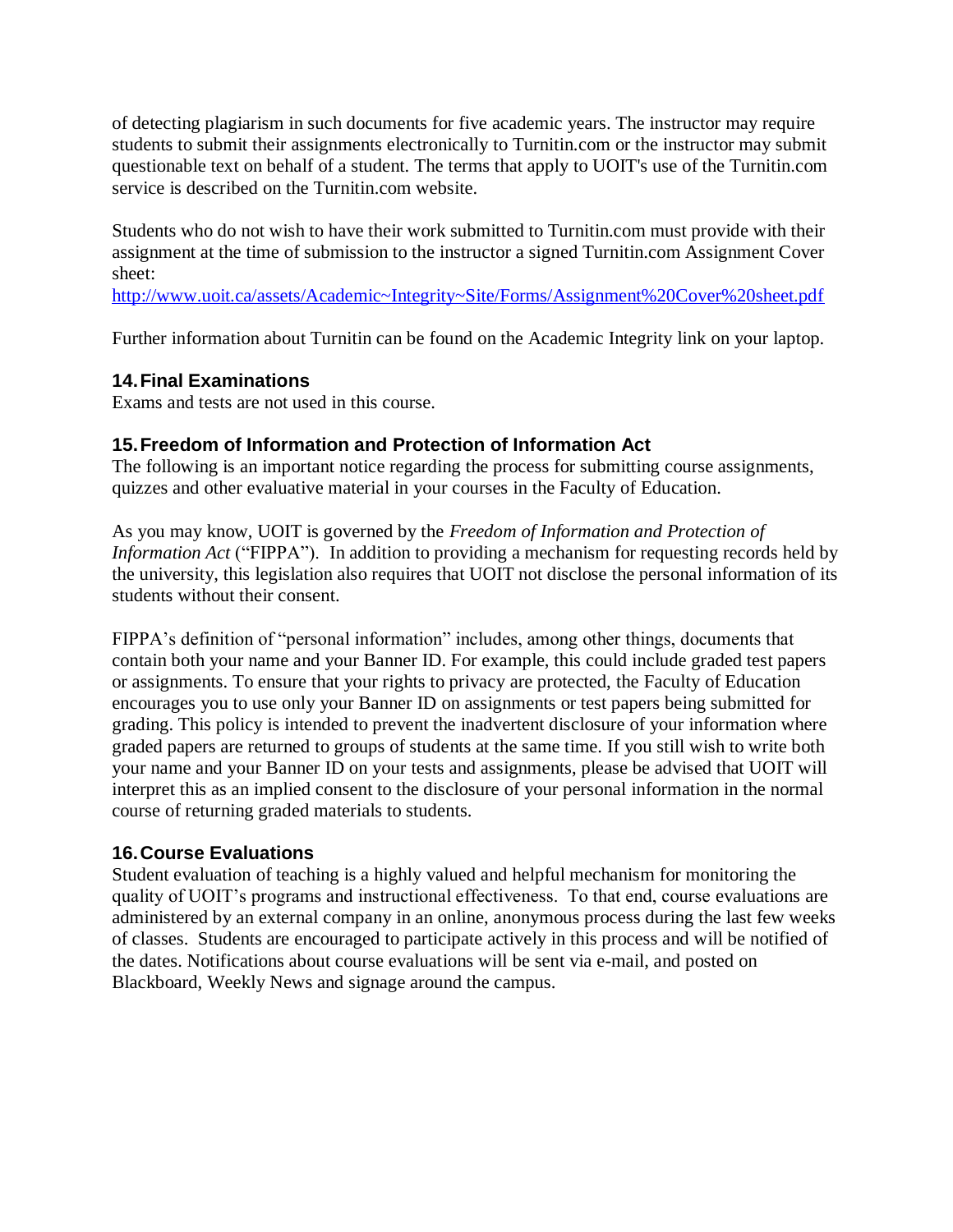of detecting plagiarism in such documents for five academic years. The instructor may require students to submit their assignments electronically to Turnitin.com or the instructor may submit questionable text on behalf of a student. The terms that apply to UOIT's use of the Turnitin.com service is described on the Turnitin.com website.

Students who do not wish to have their work submitted to Turnitin.com must provide with their assignment at the time of submission to the instructor a signed Turnitin.com Assignment Cover sheet:
http://www.uoit.ca/assets/Academic~Integrity~Site/Forms/Assignment%20Cover%20sheet.pdf

Further information about Turnitin can be found on the Academic Integrity link on your laptop.

### 14. Final Examinations

Exams and tests are not used in this course.

### 15. Freedom of Information and Protection of Information Act

The following is an important notice regarding the process for submitting course assignments, quizzes and other evaluative material in your courses in the Faculty of Education.

As you may know, UOIT is governed by the *Freedom of Information and Protection of Information Act* ("FIPPA"). In addition to providing a mechanism for requesting records held by the university, this legislation also requires that UOIT not disclose the personal information of its students without their consent.

FIPPA's definition of "personal information" includes, among other things, documents that contain both your name and your Banner ID. For example, this could include graded test papers or assignments. To ensure that your rights to privacy are protected, the Faculty of Education encourages you to use only your Banner ID on assignments or test papers being submitted for grading. This policy is intended to prevent the inadvertent disclosure of your information where graded papers are returned to groups of students at the same time. If you still wish to write both your name and your Banner ID on your tests and assignments, please be advised that UOIT will interpret this as an implied consent to the disclosure of your personal information in the normal course of returning graded materials to students.

### 16. Course Evaluations

Student evaluation of teaching is a highly valued and helpful mechanism for monitoring the quality of UOIT's programs and instructional effectiveness. To that end, course evaluations are administered by an external company in an online, anonymous process during the last few weeks of classes. Students are encouraged to participate actively in this process and will be notified of the dates. Notifications about course evaluations will be sent via e-mail, and posted on Blackboard, Weekly News and signage around the campus.